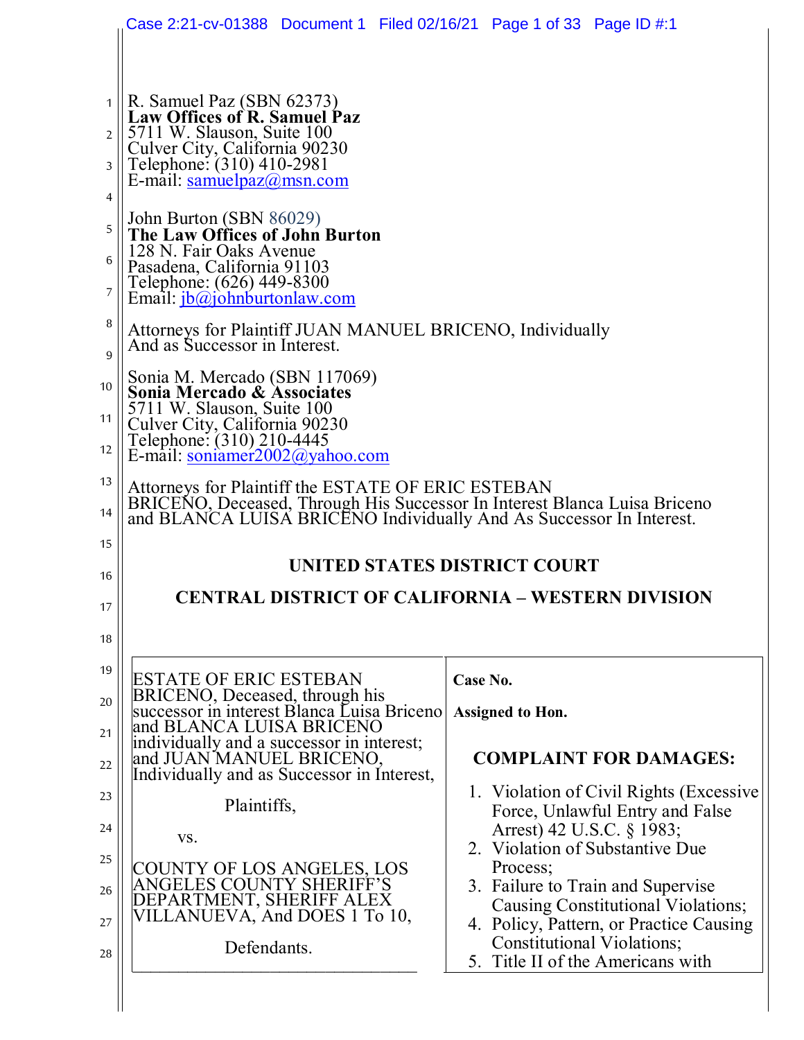R. Samuel Paz (SBN 62373)
**Law Offices of R. Samuel Paz**
5711 W. Slauson, Suite 100
Culver City, California 90230
Telephone: (310) 410-2981
E-mail: samuelpaz@msn.com

John Burton (SBN 86029)
**The Law Offices of John Burton**
128 N. Fair Oaks Avenue
Pasadena, California 91103
Telephone: (626) 449-8300
Email: jb@johnburtonlaw.com

Attorneys for Plaintiff JUAN MANUEL BRICENO, Individually And as Successor in Interest.

Sonia M. Mercado (SBN 117069)
**Sonia Mercado & Associates**
5711 W. Slauson, Suite 100
Culver City, California 90230
Telephone: (310) 210-4445
E-mail: soniamer2002@yahoo.com

Attorneys for Plaintiff the ESTATE OF ERIC ESTEBAN BRICEÑO, Deceased, Through His Successor In Interest Blanca Luisa Briceno and BLANCA LUISA BRICEÑO Individually And As Successor In Interest.

## UNITED STATES DISTRICT COURT

## CENTRAL DISTRICT OF CALIFORNIA – WESTERN DIVISION

| | |
|---|---|
| ESTATE OF ERIC ESTEBAN BRICENO, Deceased, through his successor in interest Blanca Luisa Briceno and BLANCA LUISA BRICENO individually and a successor in interest; and JUAN MANUEL BRICENO, Individually and as Successor in Interest,<br><br>Plaintiffs,<br><br>vs.<br><br>COUNTY OF LOS ANGELES, LOS ANGELES COUNTY SHERIFF'S DEPARTMENT, SHERIFF ALEX VILLANUEVA, And DOES 1 To 10,<br><br>Defendants. | **Case No.**<br><br>**Assigned to Hon.**<br><br>**COMPLAINT FOR DAMAGES:**<br><br>1. Violation of Civil Rights (Excessive Force, Unlawful Entry and False Arrest) 42 U.S.C. § 1983;<br>2. Violation of Substantive Due Process;<br>3. Failure to Train and Supervise Causing Constitutional Violations;<br>4. Policy, Pattern, or Practice Causing Constitutional Violations;<br>5. Title II of the Americans with |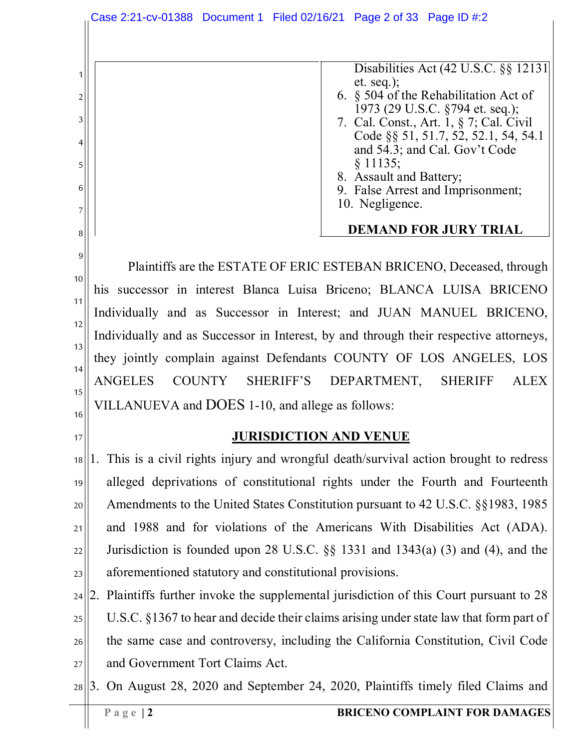Disabilities Act (42 U.S.C. §§ 12131 et. seq.);

6. § 504 of the Rehabilitation Act of 1973 (29 U.S.C. §794 et. seq.);
7. Cal. Const., Art. 1, § 7; Cal. Civil Code §§ 51, 51.7, 52, 52.1, 54, 54.1 and 54.3; and Cal. Gov't Code § 11135;
8. Assault and Battery;
9. False Arrest and Imprisonment;
10. Negligence.

**DEMAND FOR JURY TRIAL**

Plaintiffs are the ESTATE OF ERIC ESTEBAN BRICENO, Deceased, through his successor in interest Blanca Luisa Briceno; BLANCA LUISA BRICENO Individually and as Successor in Interest; and JUAN MANUEL BRICENO, Individually and as Successor in Interest, by and through their respective attorneys, they jointly complain against Defendants COUNTY OF LOS ANGELES, LOS ANGELES COUNTY SHERIFF'S DEPARTMENT, SHERIFF ALEX VILLANUEVA and DOES 1-10, and allege as follows:

## JURISDICTION AND VENUE

1. This is a civil rights injury and wrongful death/survival action brought to redress alleged deprivations of constitutional rights under the Fourth and Fourteenth Amendments to the United States Constitution pursuant to 42 U.S.C. §§1983, 1985 and 1988 and for violations of the Americans With Disabilities Act (ADA). Jurisdiction is founded upon 28 U.S.C. §§ 1331 and 1343(a) (3) and (4), and the aforementioned statutory and constitutional provisions.
2. Plaintiffs further invoke the supplemental jurisdiction of this Court pursuant to 28 U.S.C. §1367 to hear and decide their claims arising under state law that form part of the same case and controversy, including the California Constitution, Civil Code and Government Tort Claims Act.
3. On August 28, 2020 and September 24, 2020, Plaintiffs timely filed Claims and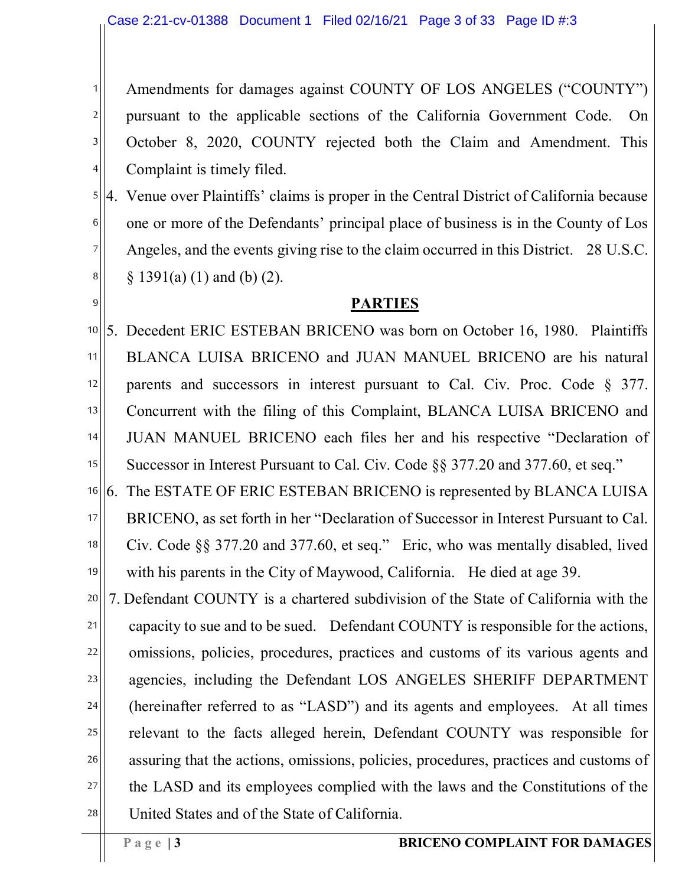Amendments for damages against COUNTY OF LOS ANGELES ("COUNTY") pursuant to the applicable sections of the California Government Code. On October 8, 2020, COUNTY rejected both the Claim and Amendment. This Complaint is timely filed.

4. Venue over Plaintiffs' claims is proper in the Central District of California because one or more of the Defendants' principal place of business is in the County of Los Angeles, and the events giving rise to the claim occurred in this District. 28 U.S.C. § 1391(a) (1) and (b) (2).

## PARTIES

5. Decedent ERIC ESTEBAN BRICENO was born on October 16, 1980. Plaintiffs BLANCA LUISA BRICENO and JUAN MANUEL BRICENO are his natural parents and successors in interest pursuant to Cal. Civ. Proc. Code § 377. Concurrent with the filing of this Complaint, BLANCA LUISA BRICENO and JUAN MANUEL BRICENO each files her and his respective "Declaration of Successor in Interest Pursuant to Cal. Civ. Code §§ 377.20 and 377.60, et seq."

6. The ESTATE OF ERIC ESTEBAN BRICENO is represented by BLANCA LUISA BRICENO, as set forth in her "Declaration of Successor in Interest Pursuant to Cal. Civ. Code §§ 377.20 and 377.60, et seq." Eric, who was mentally disabled, lived with his parents in the City of Maywood, California. He died at age 39.

7. Defendant COUNTY is a chartered subdivision of the State of California with the capacity to sue and to be sued. Defendant COUNTY is responsible for the actions, omissions, policies, procedures, practices and customs of its various agents and agencies, including the Defendant LOS ANGELES SHERIFF DEPARTMENT (hereinafter referred to as "LASD") and its agents and employees. At all times relevant to the facts alleged herein, Defendant COUNTY was responsible for assuring that the actions, omissions, policies, procedures, practices and customs of the LASD and its employees complied with the laws and the Constitutions of the United States and of the State of California.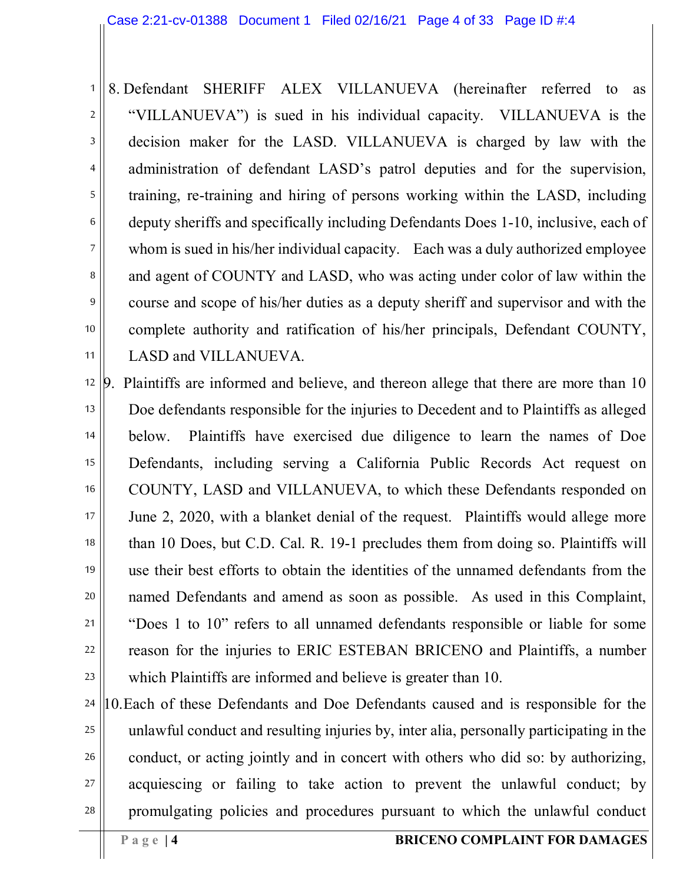8. Defendant SHERIFF ALEX VILLANUEVA (hereinafter referred to as "VILLANUEVA") is sued in his individual capacity. VILLANUEVA is the decision maker for the LASD. VILLANUEVA is charged by law with the administration of defendant LASD's patrol deputies and for the supervision, training, re-training and hiring of persons working within the LASD, including deputy sheriffs and specifically including Defendants Does 1-10, inclusive, each of whom is sued in his/her individual capacity. Each was a duly authorized employee and agent of COUNTY and LASD, who was acting under color of law within the course and scope of his/her duties as a deputy sheriff and supervisor and with the complete authority and ratification of his/her principals, Defendant COUNTY, LASD and VILLANUEVA.

9. Plaintiffs are informed and believe, and thereon allege that there are more than 10 Doe defendants responsible for the injuries to Decedent and to Plaintiffs as alleged below. Plaintiffs have exercised due diligence to learn the names of Doe Defendants, including serving a California Public Records Act request on COUNTY, LASD and VILLANUEVA, to which these Defendants responded on June 2, 2020, with a blanket denial of the request. Plaintiffs would allege more than 10 Does, but C.D. Cal. R. 19-1 precludes them from doing so. Plaintiffs will use their best efforts to obtain the identities of the unnamed defendants from the named Defendants and amend as soon as possible. As used in this Complaint, "Does 1 to 10" refers to all unnamed defendants responsible or liable for some reason for the injuries to ERIC ESTEBAN BRICENO and Plaintiffs, a number which Plaintiffs are informed and believe is greater than 10.

10. Each of these Defendants and Doe Defendants caused and is responsible for the unlawful conduct and resulting injuries by, inter alia, personally participating in the conduct, or acting jointly and in concert with others who did so: by authorizing, acquiescing or failing to take action to prevent the unlawful conduct; by promulgating policies and procedures pursuant to which the unlawful conduct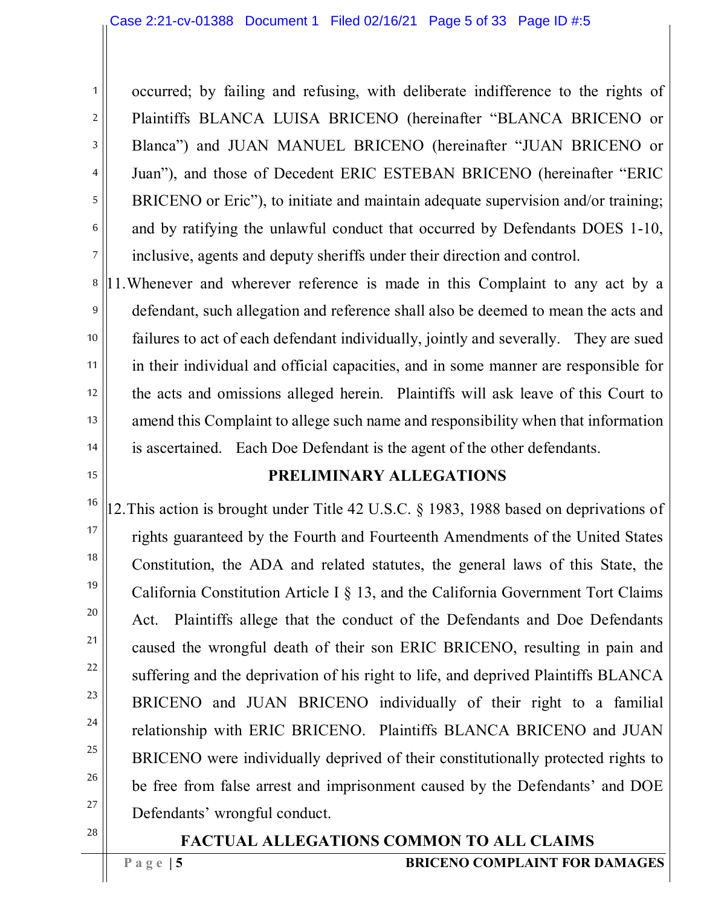occurred; by failing and refusing, with deliberate indifference to the rights of Plaintiffs BLANCA LUISA BRICENO (hereinafter "BLANCA BRICENO or Blanca") and JUAN MANUEL BRICENO (hereinafter "JUAN BRICENO or Juan"), and those of Decedent ERIC ESTEBAN BRICENO (hereinafter "ERIC BRICENO or Eric"), to initiate and maintain adequate supervision and/or training; and by ratifying the unlawful conduct that occurred by Defendants DOES 1-10, inclusive, agents and deputy sheriffs under their direction and control.

11. Whenever and wherever reference is made in this Complaint to any act by a defendant, such allegation and reference shall also be deemed to mean the acts and failures to act of each defendant individually, jointly and severally. They are sued in their individual and official capacities, and in some manner are responsible for the acts and omissions alleged herein. Plaintiffs will ask leave of this Court to amend this Complaint to allege such name and responsibility when that information is ascertained. Each Doe Defendant is the agent of the other defendants.

## PRELIMINARY ALLEGATIONS

12. This action is brought under Title 42 U.S.C. § 1983, 1988 based on deprivations of rights guaranteed by the Fourth and Fourteenth Amendments of the United States Constitution, the ADA and related statutes, the general laws of this State, the California Constitution Article I § 13, and the California Government Tort Claims Act. Plaintiffs allege that the conduct of the Defendants and Doe Defendants caused the wrongful death of their son ERIC BRICENO, resulting in pain and suffering and the deprivation of his right to life, and deprived Plaintiffs BLANCA BRICENO and JUAN BRICENO individually of their right to a familial relationship with ERIC BRICENO. Plaintiffs BLANCA BRICENO and JUAN BRICENO were individually deprived of their constitutionally protected rights to be free from false arrest and imprisonment caused by the Defendants' and DOE Defendants' wrongful conduct.

## FACTUAL ALLEGATIONS COMMON TO ALL CLAIMS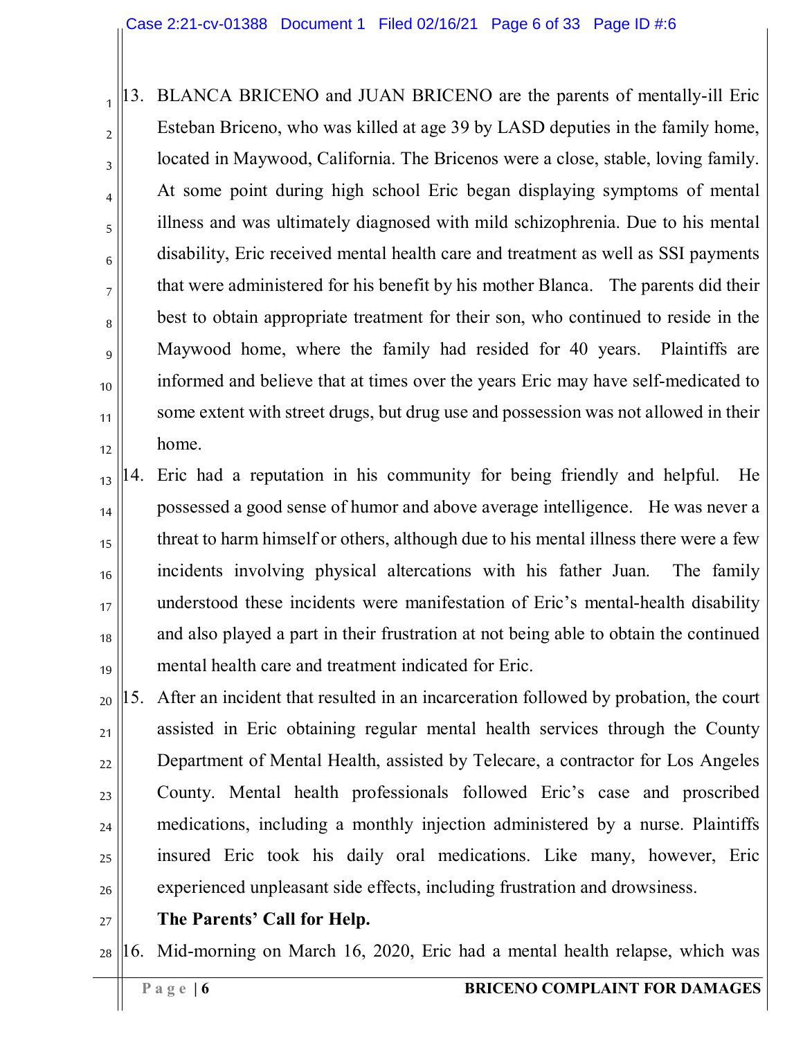13. BLANCA BRICENO and JUAN BRICENO are the parents of mentally-ill Eric Esteban Briceno, who was killed at age 39 by LASD deputies in the family home, located in Maywood, California. The Bricenos were a close, stable, loving family. At some point during high school Eric began displaying symptoms of mental illness and was ultimately diagnosed with mild schizophrenia. Due to his mental disability, Eric received mental health care and treatment as well as SSI payments that were administered for his benefit by his mother Blanca. The parents did their best to obtain appropriate treatment for their son, who continued to reside in the Maywood home, where the family had resided for 40 years. Plaintiffs are informed and believe that at times over the years Eric may have self-medicated to some extent with street drugs, but drug use and possession was not allowed in their home.

14. Eric had a reputation in his community for being friendly and helpful. He possessed a good sense of humor and above average intelligence. He was never a threat to harm himself or others, although due to his mental illness there were a few incidents involving physical altercations with his father Juan. The family understood these incidents were manifestation of Eric's mental-health disability and also played a part in their frustration at not being able to obtain the continued mental health care and treatment indicated for Eric.

15. After an incident that resulted in an incarceration followed by probation, the court assisted in Eric obtaining regular mental health services through the County Department of Mental Health, assisted by Telecare, a contractor for Los Angeles County. Mental health professionals followed Eric's case and proscribed medications, including a monthly injection administered by a nurse. Plaintiffs insured Eric took his daily oral medications. Like many, however, Eric experienced unpleasant side effects, including frustration and drowsiness.

**The Parents' Call for Help.**

16. Mid-morning on March 16, 2020, Eric had a mental health relapse, which was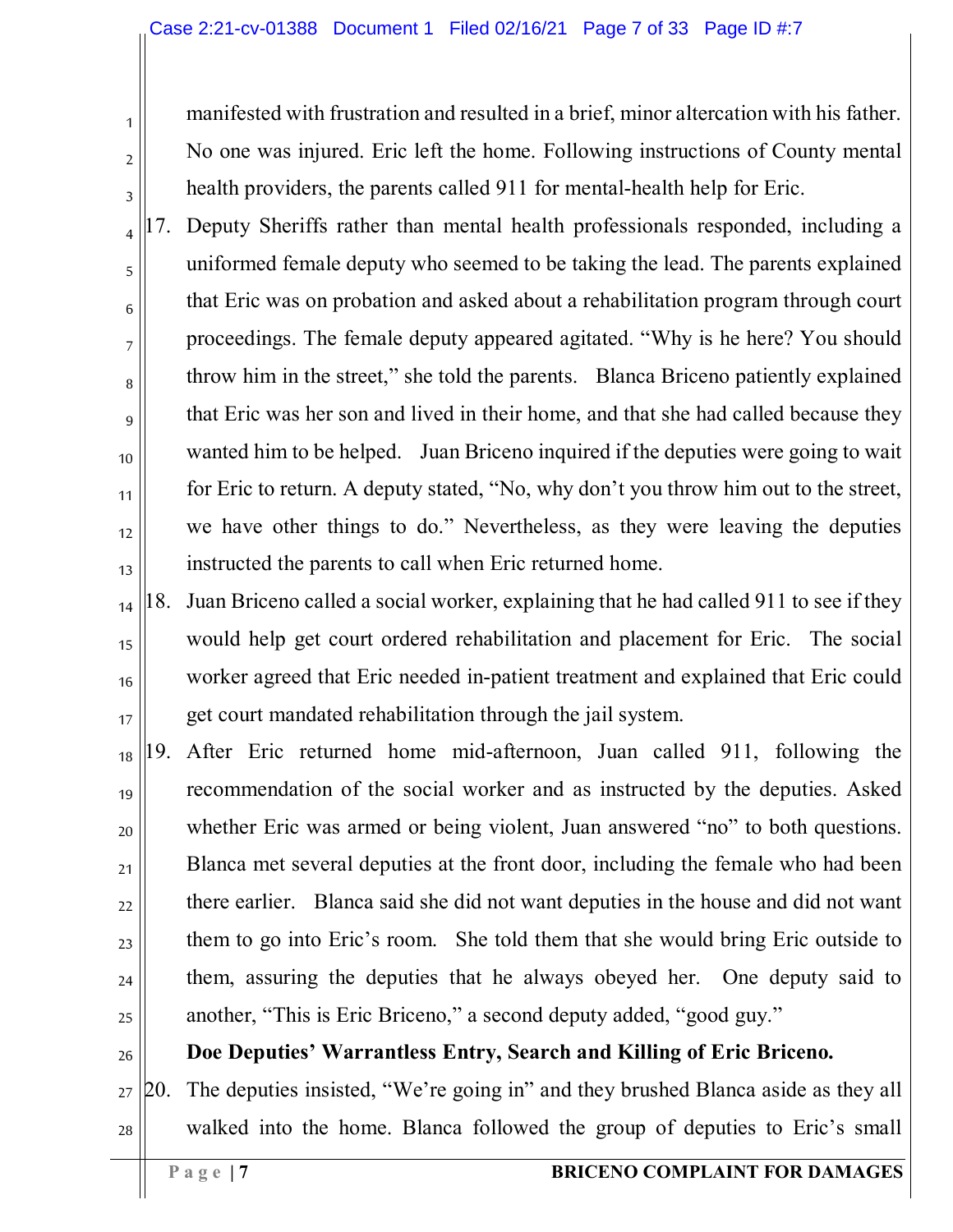manifested with frustration and resulted in a brief, minor altercation with his father. No one was injured. Eric left the home. Following instructions of County mental health providers, the parents called 911 for mental-health help for Eric.

17. Deputy Sheriffs rather than mental health professionals responded, including a uniformed female deputy who seemed to be taking the lead. The parents explained that Eric was on probation and asked about a rehabilitation program through court proceedings. The female deputy appeared agitated. "Why is he here? You should throw him in the street," she told the parents. Blanca Briceno patiently explained that Eric was her son and lived in their home, and that she had called because they wanted him to be helped. Juan Briceno inquired if the deputies were going to wait for Eric to return. A deputy stated, "No, why don't you throw him out to the street, we have other things to do." Nevertheless, as they were leaving the deputies instructed the parents to call when Eric returned home.

18. Juan Briceno called a social worker, explaining that he had called 911 to see if they would help get court ordered rehabilitation and placement for Eric. The social worker agreed that Eric needed in-patient treatment and explained that Eric could get court mandated rehabilitation through the jail system.

19. After Eric returned home mid-afternoon, Juan called 911, following the recommendation of the social worker and as instructed by the deputies. Asked whether Eric was armed or being violent, Juan answered "no" to both questions. Blanca met several deputies at the front door, including the female who had been there earlier. Blanca said she did not want deputies in the house and did not want them to go into Eric's room. She told them that she would bring Eric outside to them, assuring the deputies that he always obeyed her. One deputy said to another, "This is Eric Briceno," a second deputy added, "good guy."

**Doe Deputies' Warrantless Entry, Search and Killing of Eric Briceno.**

20. The deputies insisted, "We're going in" and they brushed Blanca aside as they all walked into the home. Blanca followed the group of deputies to Eric's small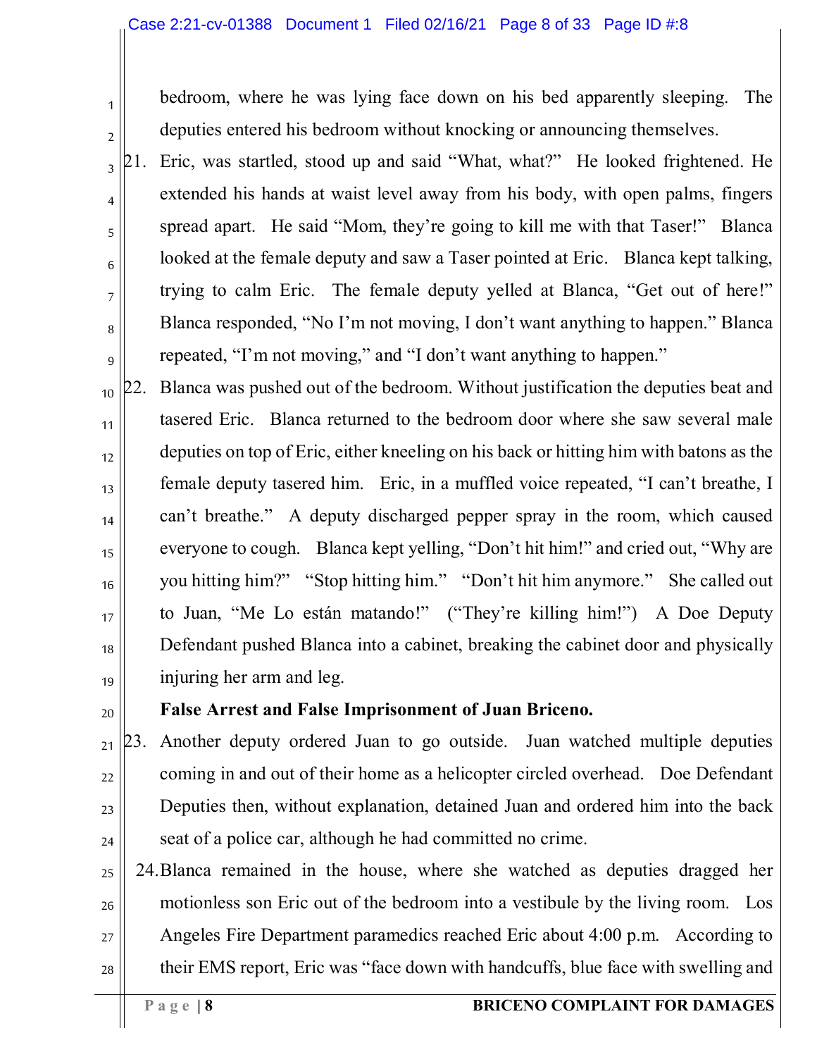bedroom, where he was lying face down on his bed apparently sleeping. The deputies entered his bedroom without knocking or announcing themselves.

21. Eric, was startled, stood up and said "What, what?" He looked frightened. He extended his hands at waist level away from his body, with open palms, fingers spread apart. He said "Mom, they're going to kill me with that Taser!" Blanca looked at the female deputy and saw a Taser pointed at Eric. Blanca kept talking, trying to calm Eric. The female deputy yelled at Blanca, "Get out of here!" Blanca responded, "No I'm not moving, I don't want anything to happen." Blanca repeated, "I'm not moving," and "I don't want anything to happen."

22. Blanca was pushed out of the bedroom. Without justification the deputies beat and tasered Eric. Blanca returned to the bedroom door where she saw several male deputies on top of Eric, either kneeling on his back or hitting him with batons as the female deputy tasered him. Eric, in a muffled voice repeated, "I can't breathe, I can't breathe." A deputy discharged pepper spray in the room, which caused everyone to cough. Blanca kept yelling, "Don't hit him!" and cried out, "Why are you hitting him?" "Stop hitting him." "Don't hit him anymore." She called out to Juan, "Me Lo están matando!" ("They're killing him!") A Doe Deputy Defendant pushed Blanca into a cabinet, breaking the cabinet door and physically injuring her arm and leg.

**False Arrest and False Imprisonment of Juan Briceno.**

23. Another deputy ordered Juan to go outside. Juan watched multiple deputies coming in and out of their home as a helicopter circled overhead. Doe Defendant Deputies then, without explanation, detained Juan and ordered him into the back seat of a police car, although he had committed no crime.

24. Blanca remained in the house, where she watched as deputies dragged her motionless son Eric out of the bedroom into a vestibule by the living room. Los Angeles Fire Department paramedics reached Eric about 4:00 p.m. According to their EMS report, Eric was "face down with handcuffs, blue face with swelling and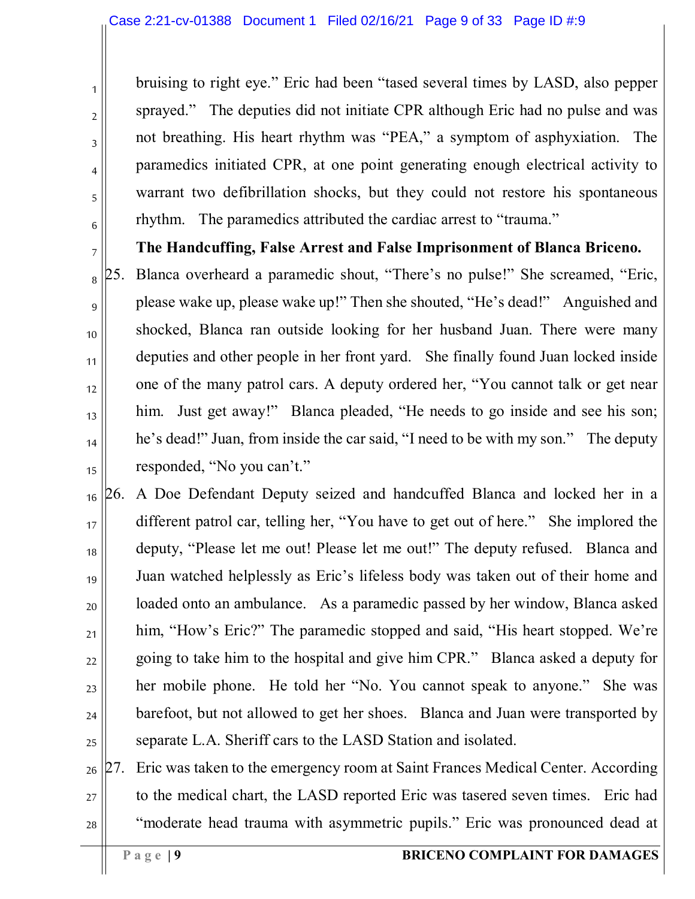bruising to right eye." Eric had been "tased several times by LASD, also pepper sprayed." The deputies did not initiate CPR although Eric had no pulse and was not breathing. His heart rhythm was "PEA," a symptom of asphyxiation. The paramedics initiated CPR, at one point generating enough electrical activity to warrant two defibrillation shocks, but they could not restore his spontaneous rhythm. The paramedics attributed the cardiac arrest to "trauma."

**The Handcuffing, False Arrest and False Imprisonment of Blanca Briceno.**

25. Blanca overheard a paramedic shout, "There's no pulse!" She screamed, "Eric, please wake up, please wake up!" Then she shouted, "He's dead!" Anguished and shocked, Blanca ran outside looking for her husband Juan. There were many deputies and other people in her front yard. She finally found Juan locked inside one of the many patrol cars. A deputy ordered her, "You cannot talk or get near him. Just get away!" Blanca pleaded, "He needs to go inside and see his son; he's dead!" Juan, from inside the car said, "I need to be with my son." The deputy responded, "No you can't."

26. A Doe Defendant Deputy seized and handcuffed Blanca and locked her in a different patrol car, telling her, "You have to get out of here." She implored the deputy, "Please let me out! Please let me out!" The deputy refused. Blanca and Juan watched helplessly as Eric's lifeless body was taken out of their home and loaded onto an ambulance. As a paramedic passed by her window, Blanca asked him, "How's Eric?" The paramedic stopped and said, "His heart stopped. We're going to take him to the hospital and give him CPR." Blanca asked a deputy for her mobile phone. He told her "No. You cannot speak to anyone." She was barefoot, but not allowed to get her shoes. Blanca and Juan were transported by separate L.A. Sheriff cars to the LASD Station and isolated.

27. Eric was taken to the emergency room at Saint Frances Medical Center. According to the medical chart, the LASD reported Eric was tasered seven times. Eric had "moderate head trauma with asymmetric pupils." Eric was pronounced dead at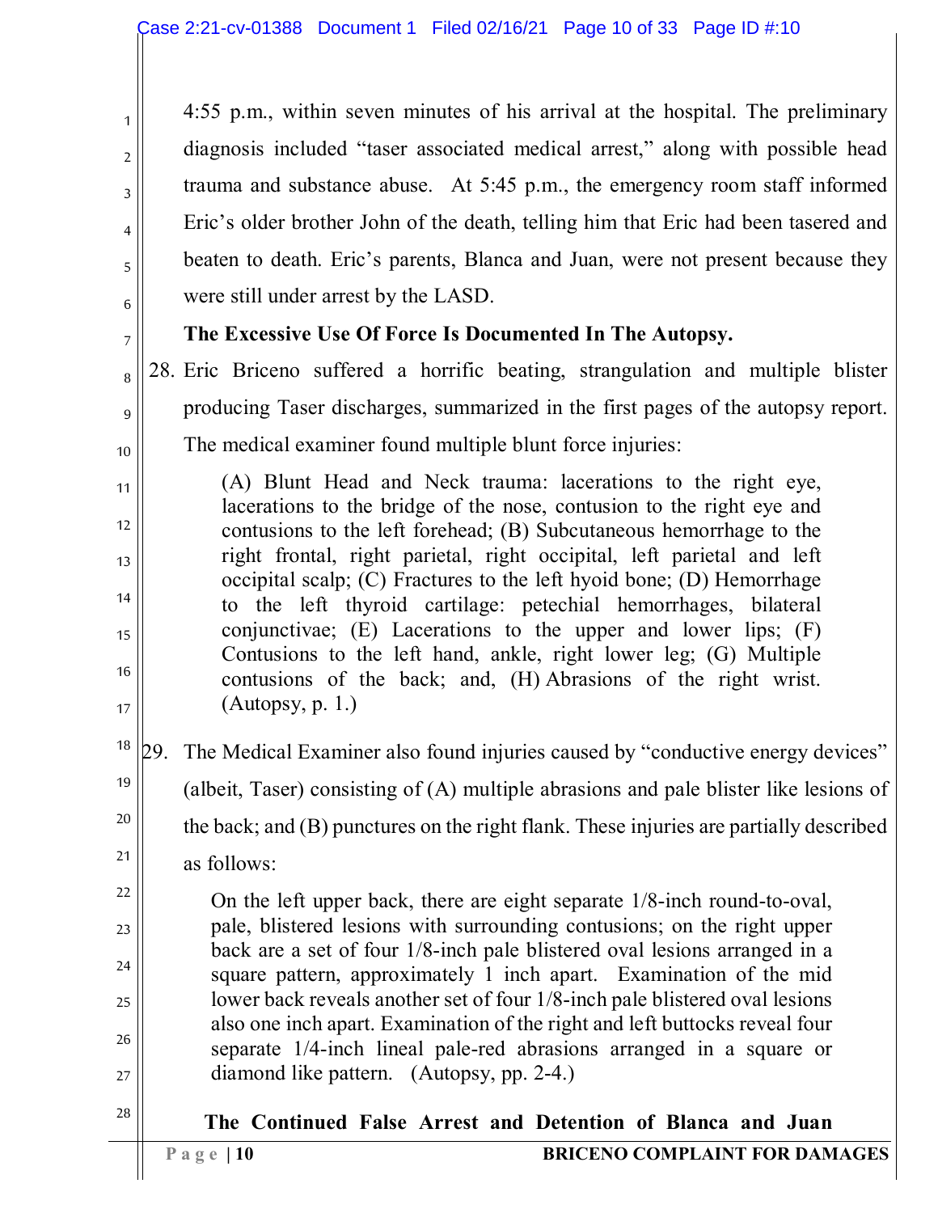4:55 p.m., within seven minutes of his arrival at the hospital. The preliminary diagnosis included "taser associated medical arrest," along with possible head trauma and substance abuse. At 5:45 p.m., the emergency room staff informed Eric's older brother John of the death, telling him that Eric had been tasered and beaten to death. Eric's parents, Blanca and Juan, were not present because they were still under arrest by the LASD.

**The Excessive Use Of Force Is Documented In The Autopsy.**

28. Eric Briceno suffered a horrific beating, strangulation and multiple blister producing Taser discharges, summarized in the first pages of the autopsy report. The medical examiner found multiple blunt force injuries:

> (A) Blunt Head and Neck trauma: lacerations to the right eye, lacerations to the bridge of the nose, contusion to the right eye and contusions to the left forehead; (B) Subcutaneous hemorrhage to the right frontal, right parietal, right occipital, left parietal and left occipital scalp; (C) Fractures to the left hyoid bone; (D) Hemorrhage to the left thyroid cartilage: petechial hemorrhages, bilateral conjunctivae; (E) Lacerations to the upper and lower lips; (F) Contusions to the left hand, ankle, right lower leg; (G) Multiple contusions of the back; and, (H) Abrasions of the right wrist. (Autopsy, p. 1.)

29. The Medical Examiner also found injuries caused by "conductive energy devices" (albeit, Taser) consisting of (A) multiple abrasions and pale blister like lesions of the back; and (B) punctures on the right flank. These injuries are partially described as follows:

> On the left upper back, there are eight separate 1/8-inch round-to-oval, pale, blistered lesions with surrounding contusions; on the right upper back are a set of four 1/8-inch pale blistered oval lesions arranged in a square pattern, approximately 1 inch apart. Examination of the mid lower back reveals another set of four 1/8-inch pale blistered oval lesions also one inch apart. Examination of the right and left buttocks reveal four separate 1/4-inch lineal pale-red abrasions arranged in a square or diamond like pattern. (Autopsy, pp. 2-4.)

**The Continued False Arrest and Detention of Blanca and Juan**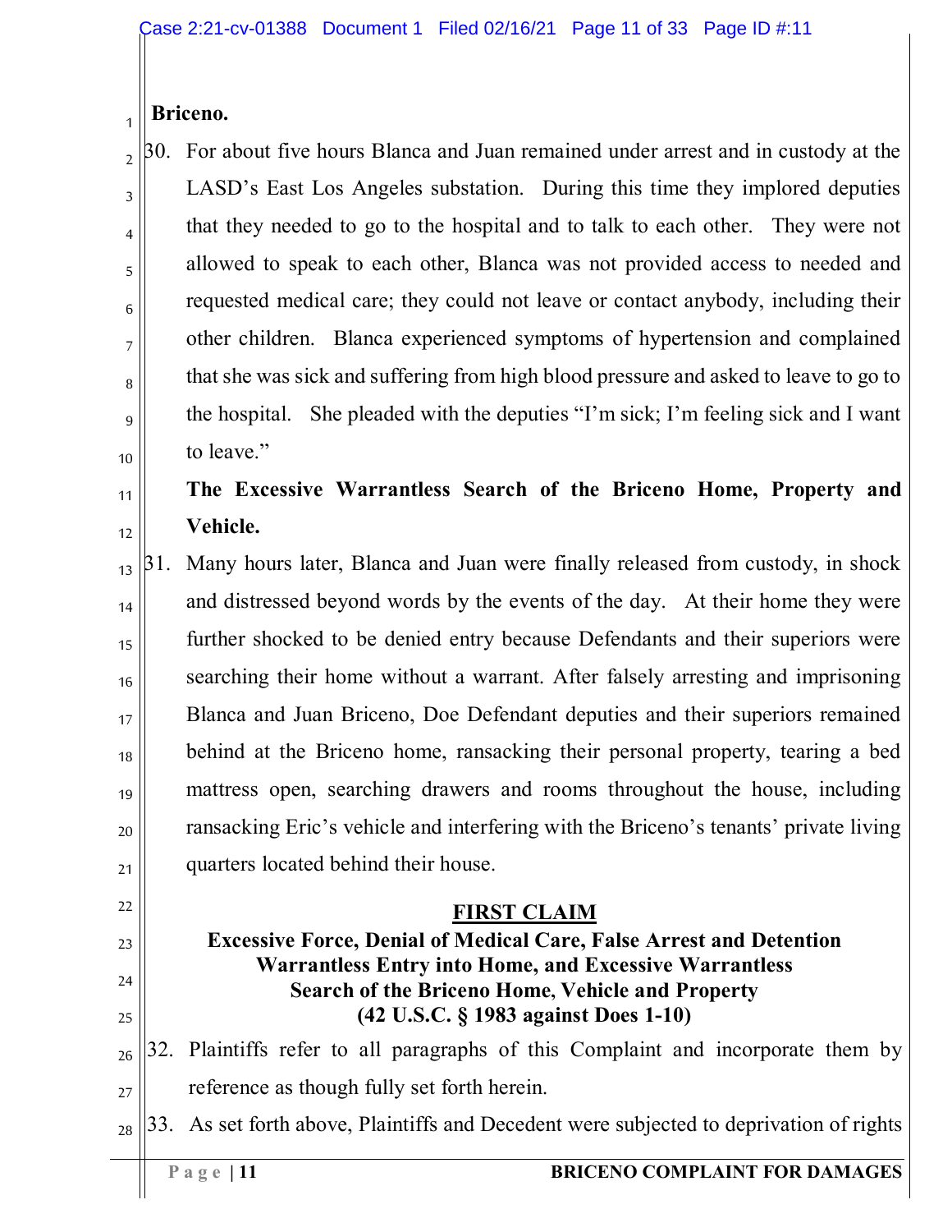**Briceno.**

30. For about five hours Blanca and Juan remained under arrest and in custody at the LASD's East Los Angeles substation. During this time they implored deputies that they needed to go to the hospital and to talk to each other. They were not allowed to speak to each other, Blanca was not provided access to needed and requested medical care; they could not leave or contact anybody, including their other children. Blanca experienced symptoms of hypertension and complained that she was sick and suffering from high blood pressure and asked to leave to go to the hospital. She pleaded with the deputies "I'm sick; I'm feeling sick and I want to leave."

**The Excessive Warrantless Search of the Briceno Home, Property and Vehicle.**

31. Many hours later, Blanca and Juan were finally released from custody, in shock and distressed beyond words by the events of the day. At their home they were further shocked to be denied entry because Defendants and their superiors were searching their home without a warrant. After falsely arresting and imprisoning Blanca and Juan Briceno, Doe Defendant deputies and their superiors remained behind at the Briceno home, ransacking their personal property, tearing a bed mattress open, searching drawers and rooms throughout the house, including ransacking Eric's vehicle and interfering with the Briceno's tenants' private living quarters located behind their house.

## FIRST CLAIM

**Excessive Force, Denial of Medical Care, False Arrest and Detention Warrantless Entry into Home, and Excessive Warrantless Search of the Briceno Home, Vehicle and Property (42 U.S.C. § 1983 against Does 1-10)**

32. Plaintiffs refer to all paragraphs of this Complaint and incorporate them by reference as though fully set forth herein.

33. As set forth above, Plaintiffs and Decedent were subjected to deprivation of rights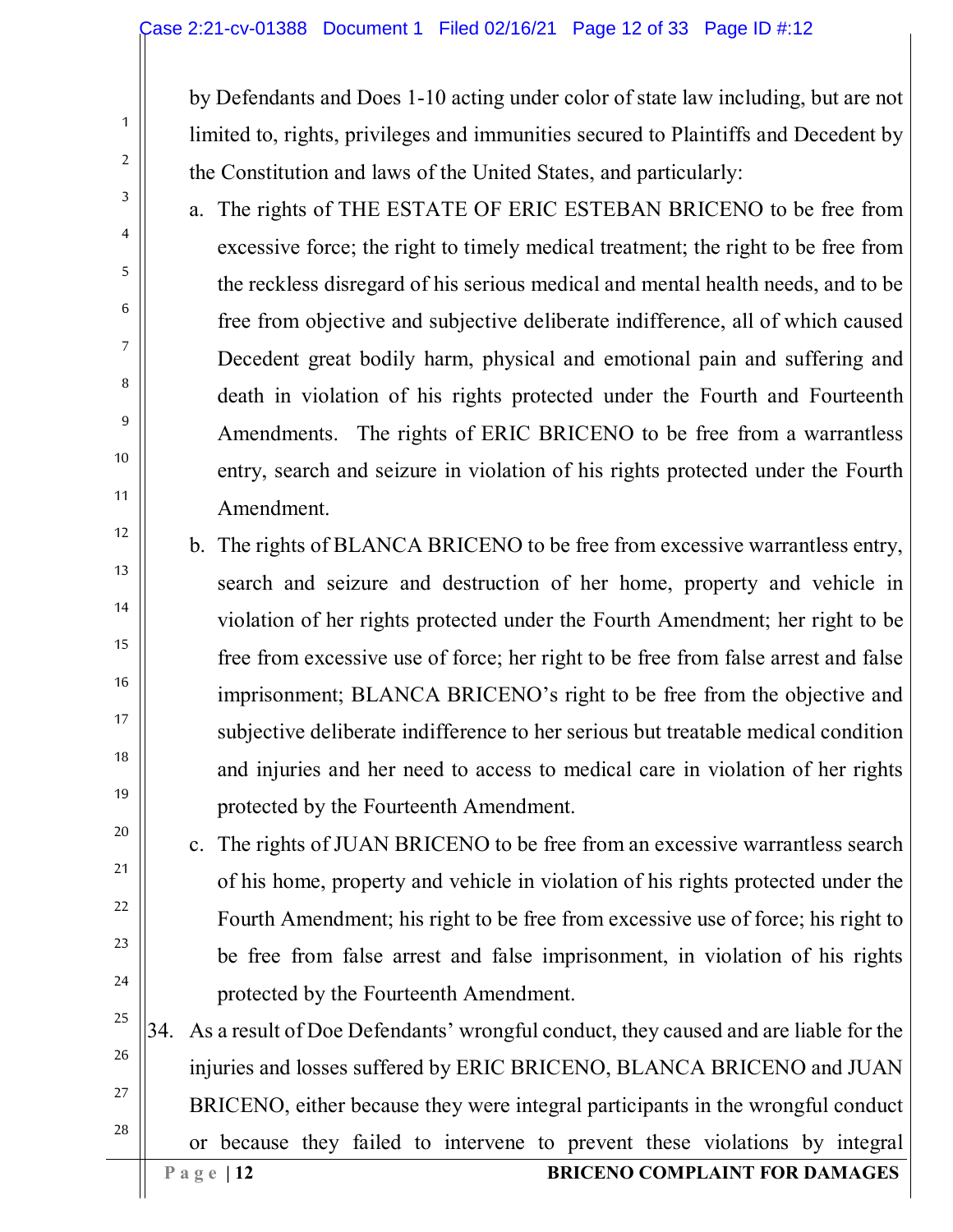by Defendants and Does 1-10 acting under color of state law including, but are not limited to, rights, privileges and immunities secured to Plaintiffs and Decedent by the Constitution and laws of the United States, and particularly:

a. The rights of THE ESTATE OF ERIC ESTEBAN BRICENO to be free from excessive force; the right to timely medical treatment; the right to be free from the reckless disregard of his serious medical and mental health needs, and to be free from objective and subjective deliberate indifference, all of which caused Decedent great bodily harm, physical and emotional pain and suffering and death in violation of his rights protected under the Fourth and Fourteenth Amendments. The rights of ERIC BRICENO to be free from a warrantless entry, search and seizure in violation of his rights protected under the Fourth Amendment.

b. The rights of BLANCA BRICENO to be free from excessive warrantless entry, search and seizure and destruction of her home, property and vehicle in violation of her rights protected under the Fourth Amendment; her right to be free from excessive use of force; her right to be free from false arrest and false imprisonment; BLANCA BRICENO's right to be free from the objective and subjective deliberate indifference to her serious but treatable medical condition and injuries and her need to access to medical care in violation of her rights protected by the Fourteenth Amendment.

c. The rights of JUAN BRICENO to be free from an excessive warrantless search of his home, property and vehicle in violation of his rights protected under the Fourth Amendment; his right to be free from excessive use of force; his right to be free from false arrest and false imprisonment, in violation of his rights protected by the Fourteenth Amendment.

34. As a result of Doe Defendants' wrongful conduct, they caused and are liable for the injuries and losses suffered by ERIC BRICENO, BLANCA BRICENO and JUAN BRICENO, either because they were integral participants in the wrongful conduct or because they failed to intervene to prevent these violations by integral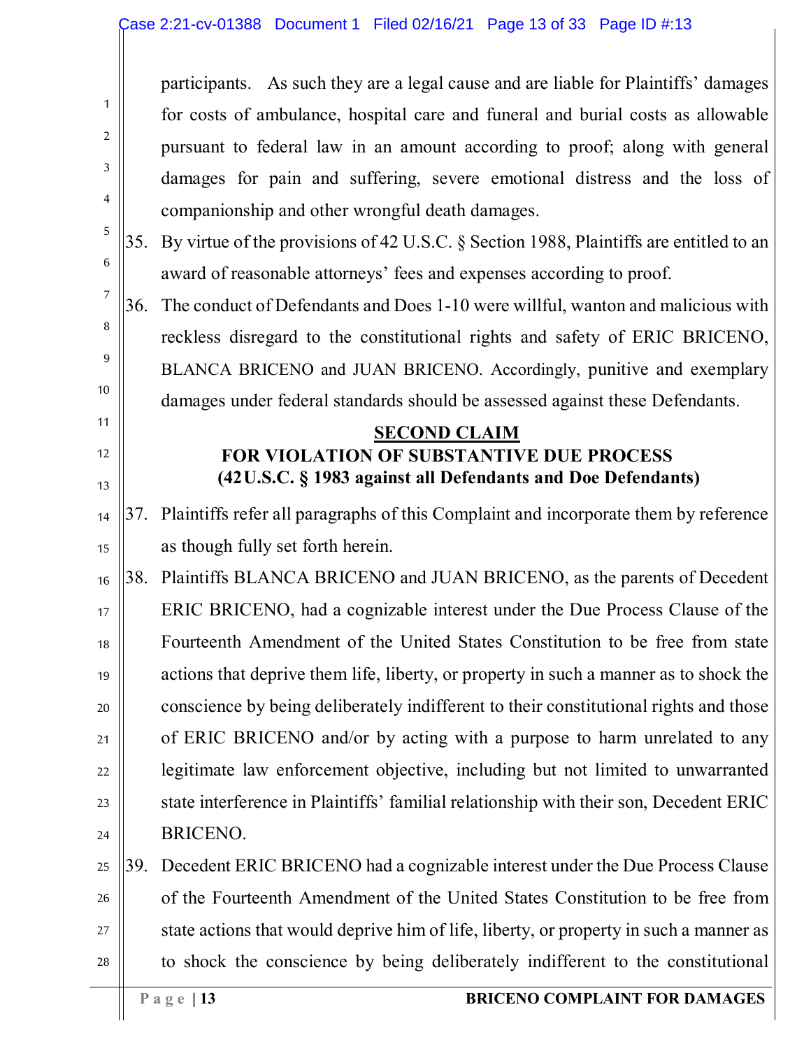participants. As such they are a legal cause and are liable for Plaintiffs' damages for costs of ambulance, hospital care and funeral and burial costs as allowable pursuant to federal law in an amount according to proof; along with general damages for pain and suffering, severe emotional distress and the loss of companionship and other wrongful death damages.

35. By virtue of the provisions of 42 U.S.C. § Section 1988, Plaintiffs are entitled to an award of reasonable attorneys' fees and expenses according to proof.

36. The conduct of Defendants and Does 1-10 were willful, wanton and malicious with reckless disregard to the constitutional rights and safety of ERIC BRICENO, BLANCA BRICENO and JUAN BRICENO. Accordingly, punitive and exemplary damages under federal standards should be assessed against these Defendants.

**SECOND CLAIM**

**FOR VIOLATION OF SUBSTANTIVE DUE PROCESS**
**(42 U.S.C. § 1983 against all Defendants and Doe Defendants)**

37. Plaintiffs refer all paragraphs of this Complaint and incorporate them by reference as though fully set forth herein.

38. Plaintiffs BLANCA BRICENO and JUAN BRICENO, as the parents of Decedent ERIC BRICENO, had a cognizable interest under the Due Process Clause of the Fourteenth Amendment of the United States Constitution to be free from state actions that deprive them life, liberty, or property in such a manner as to shock the conscience by being deliberately indifferent to their constitutional rights and those of ERIC BRICENO and/or by acting with a purpose to harm unrelated to any legitimate law enforcement objective, including but not limited to unwarranted state interference in Plaintiffs' familial relationship with their son, Decedent ERIC BRICENO.

39. Decedent ERIC BRICENO had a cognizable interest under the Due Process Clause of the Fourteenth Amendment of the United States Constitution to be free from state actions that would deprive him of life, liberty, or property in such a manner as to shock the conscience by being deliberately indifferent to the constitutional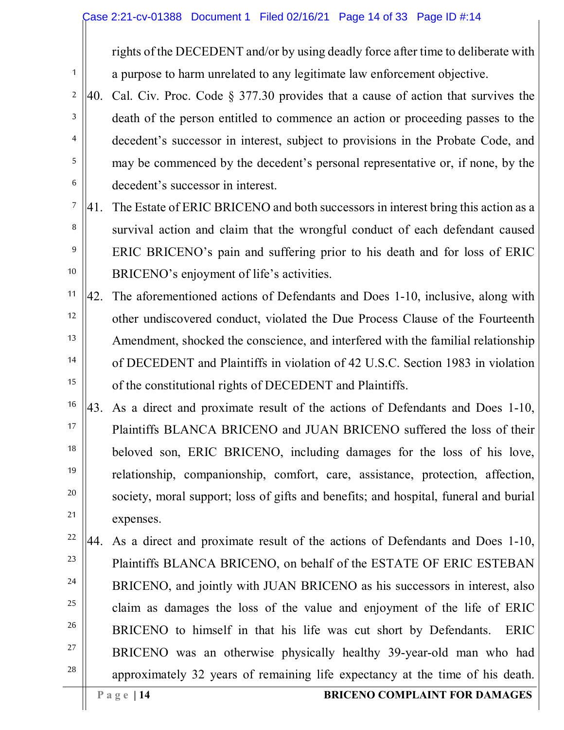rights of the DECEDENT and/or by using deadly force after time to deliberate with a purpose to harm unrelated to any legitimate law enforcement objective.

40. Cal. Civ. Proc. Code § 377.30 provides that a cause of action that survives the death of the person entitled to commence an action or proceeding passes to the decedent's successor in interest, subject to provisions in the Probate Code, and may be commenced by the decedent's personal representative or, if none, by the decedent's successor in interest.

41. The Estate of ERIC BRICENO and both successors in interest bring this action as a survival action and claim that the wrongful conduct of each defendant caused ERIC BRICENO's pain and suffering prior to his death and for loss of ERIC BRICENO's enjoyment of life's activities.

42. The aforementioned actions of Defendants and Does 1-10, inclusive, along with other undiscovered conduct, violated the Due Process Clause of the Fourteenth Amendment, shocked the conscience, and interfered with the familial relationship of DECEDENT and Plaintiffs in violation of 42 U.S.C. Section 1983 in violation of the constitutional rights of DECEDENT and Plaintiffs.

43. As a direct and proximate result of the actions of Defendants and Does 1-10, Plaintiffs BLANCA BRICENO and JUAN BRICENO suffered the loss of their beloved son, ERIC BRICENO, including damages for the loss of his love, relationship, companionship, comfort, care, assistance, protection, affection, society, moral support; loss of gifts and benefits; and hospital, funeral and burial expenses.

44. As a direct and proximate result of the actions of Defendants and Does 1-10, Plaintiffs BLANCA BRICENO, on behalf of the ESTATE OF ERIC ESTEBAN BRICENO, and jointly with JUAN BRICENO as his successors in interest, also claim as damages the loss of the value and enjoyment of the life of ERIC BRICENO to himself in that his life was cut short by Defendants. ERIC BRICENO was an otherwise physically healthy 39-year-old man who had approximately 32 years of remaining life expectancy at the time of his death.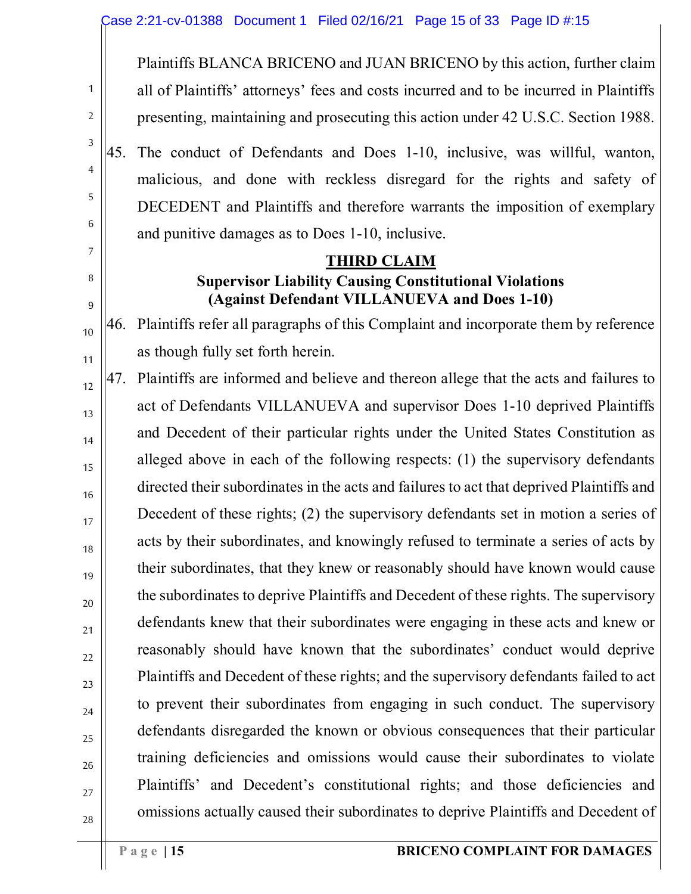Plaintiffs BLANCA BRICENO and JUAN BRICENO by this action, further claim all of Plaintiffs' attorneys' fees and costs incurred and to be incurred in Plaintiffs presenting, maintaining and prosecuting this action under 42 U.S.C. Section 1988.

45. The conduct of Defendants and Does 1-10, inclusive, was willful, wanton, malicious, and done with reckless disregard for the rights and safety of DECEDENT and Plaintiffs and therefore warrants the imposition of exemplary and punitive damages as to Does 1-10, inclusive.

## THIRD CLAIM

### Supervisor Liability Causing Constitutional Violations (Against Defendant VILLANUEVA and Does 1-10)

46. Plaintiffs refer all paragraphs of this Complaint and incorporate them by reference as though fully set forth herein.

47. Plaintiffs are informed and believe and thereon allege that the acts and failures to act of Defendants VILLANUEVA and supervisor Does 1-10 deprived Plaintiffs and Decedent of their particular rights under the United States Constitution as alleged above in each of the following respects: (1) the supervisory defendants directed their subordinates in the acts and failures to act that deprived Plaintiffs and Decedent of these rights; (2) the supervisory defendants set in motion a series of acts by their subordinates, and knowingly refused to terminate a series of acts by their subordinates, that they knew or reasonably should have known would cause the subordinates to deprive Plaintiffs and Decedent of these rights. The supervisory defendants knew that their subordinates were engaging in these acts and knew or reasonably should have known that the subordinates' conduct would deprive Plaintiffs and Decedent of these rights; and the supervisory defendants failed to act to prevent their subordinates from engaging in such conduct. The supervisory defendants disregarded the known or obvious consequences that their particular training deficiencies and omissions would cause their subordinates to violate Plaintiffs' and Decedent's constitutional rights; and those deficiencies and omissions actually caused their subordinates to deprive Plaintiffs and Decedent of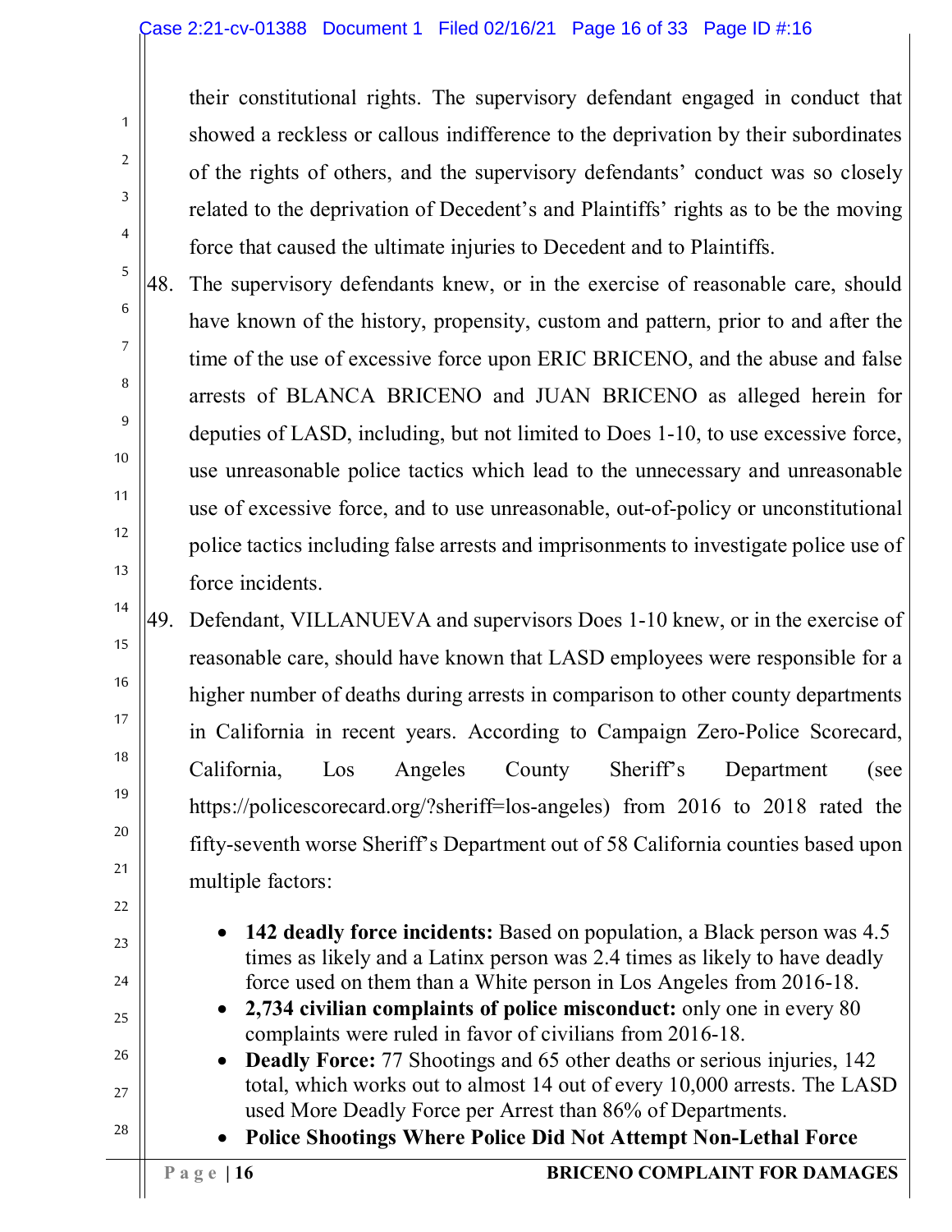their constitutional rights. The supervisory defendant engaged in conduct that showed a reckless or callous indifference to the deprivation by their subordinates of the rights of others, and the supervisory defendants' conduct was so closely related to the deprivation of Decedent's and Plaintiffs' rights as to be the moving force that caused the ultimate injuries to Decedent and to Plaintiffs.

48. The supervisory defendants knew, or in the exercise of reasonable care, should have known of the history, propensity, custom and pattern, prior to and after the time of the use of excessive force upon ERIC BRICENO, and the abuse and false arrests of BLANCA BRICENO and JUAN BRICENO as alleged herein for deputies of LASD, including, but not limited to Does 1-10, to use excessive force, use unreasonable police tactics which lead to the unnecessary and unreasonable use of excessive force, and to use unreasonable, out-of-policy or unconstitutional police tactics including false arrests and imprisonments to investigate police use of force incidents.

49. Defendant, VILLANUEVA and supervisors Does 1-10 knew, or in the exercise of reasonable care, should have known that LASD employees were responsible for a higher number of deaths during arrests in comparison to other county departments in California in recent years. According to Campaign Zero-Police Scorecard, California, Los Angeles County Sheriff's Department (see https://policescorecard.org/?sheriff=los-angeles) from 2016 to 2018 rated the fifty-seventh worse Sheriff's Department out of 58 California counties based upon multiple factors:

- **142 deadly force incidents:** Based on population, a Black person was 4.5 times as likely and a Latinx person was 2.4 times as likely to have deadly force used on them than a White person in Los Angeles from 2016-18.
- **2,734 civilian complaints of police misconduct:** only one in every 80 complaints were ruled in favor of civilians from 2016-18.
- **Deadly Force:** 77 Shootings and 65 other deaths or serious injuries, 142 total, which works out to almost 14 out of every 10,000 arrests. The LASD used More Deadly Force per Arrest than 86% of Departments.
- **Police Shootings Where Police Did Not Attempt Non-Lethal Force**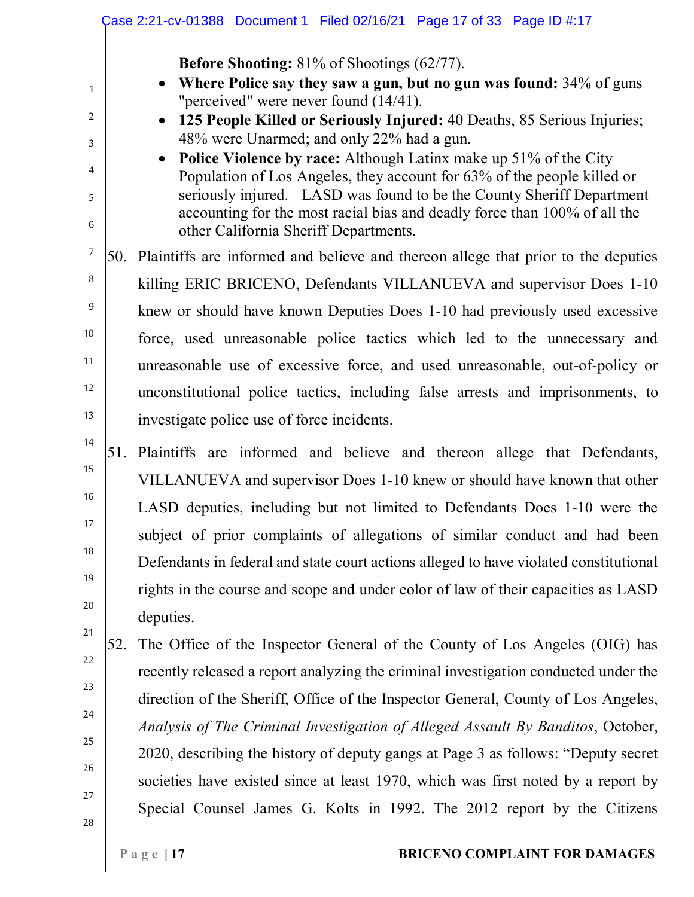**Before Shooting:** 81% of Shootings (62/77).

- **Where Police say they saw a gun, but no gun was found:** 34% of guns "perceived" were never found (14/41).
- **125 People Killed or Seriously Injured:** 40 Deaths, 85 Serious Injuries; 48% were Unarmed; and only 22% had a gun.
- **Police Violence by race:** Although Latinx make up 51% of the City Population of Los Angeles, they account for 63% of the people killed or seriously injured. LASD was found to be the County Sheriff Department accounting for the most racial bias and deadly force than 100% of all the other California Sheriff Departments.

50. Plaintiffs are informed and believe and thereon allege that prior to the deputies killing ERIC BRICENO, Defendants VILLANUEVA and supervisor Does 1-10 knew or should have known Deputies Does 1-10 had previously used excessive force, used unreasonable police tactics which led to the unnecessary and unreasonable use of excessive force, and used unreasonable, out-of-policy or unconstitutional police tactics, including false arrests and imprisonments, to investigate police use of force incidents.

51. Plaintiffs are informed and believe and thereon allege that Defendants, VILLANUEVA and supervisor Does 1-10 knew or should have known that other LASD deputies, including but not limited to Defendants Does 1-10 were the subject of prior complaints of allegations of similar conduct and had been Defendants in federal and state court actions alleged to have violated constitutional rights in the course and scope and under color of law of their capacities as LASD deputies.

52. The Office of the Inspector General of the County of Los Angeles (OIG) has recently released a report analyzing the criminal investigation conducted under the direction of the Sheriff, Office of the Inspector General, County of Los Angeles, *Analysis of The Criminal Investigation of Alleged Assault By Banditos*, October, 2020, describing the history of deputy gangs at Page 3 as follows: "Deputy secret societies have existed since at least 1970, which was first noted by a report by Special Counsel James G. Kolts in 1992. The 2012 report by the Citizens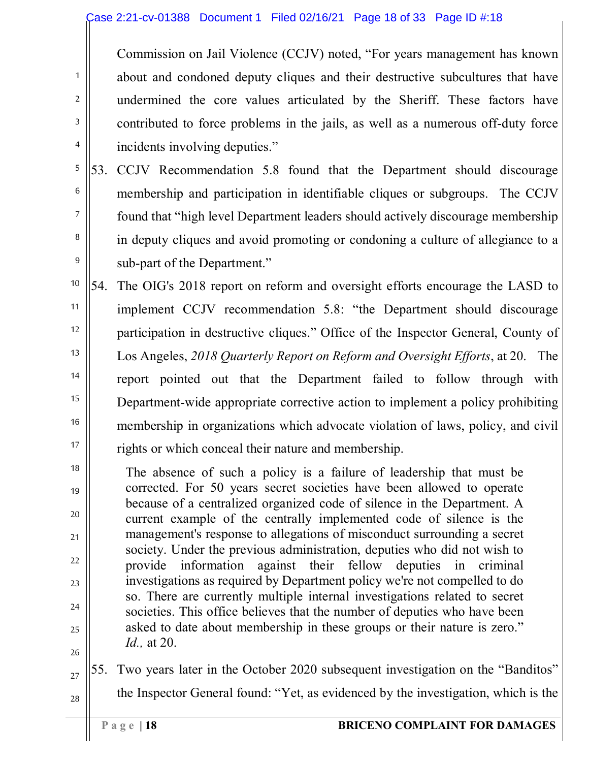Commission on Jail Violence (CCJV) noted, "For years management has known about and condoned deputy cliques and their destructive subcultures that have undermined the core values articulated by the Sheriff. These factors have contributed to force problems in the jails, as well as a numerous off-duty force incidents involving deputies."

53. CCJV Recommendation 5.8 found that the Department should discourage membership and participation in identifiable cliques or subgroups. The CCJV found that "high level Department leaders should actively discourage membership in deputy cliques and avoid promoting or condoning a culture of allegiance to a sub-part of the Department."

54. The OIG's 2018 report on reform and oversight efforts encourage the LASD to implement CCJV recommendation 5.8: "the Department should discourage participation in destructive cliques." Office of the Inspector General, County of Los Angeles, *2018 Quarterly Report on Reform and Oversight Efforts*, at 20. The report pointed out that the Department failed to follow through with Department-wide appropriate corrective action to implement a policy prohibiting membership in organizations which advocate violation of laws, policy, and civil rights or which conceal their nature and membership.

> The absence of such a policy is a failure of leadership that must be corrected. For 50 years secret societies have been allowed to operate because of a centralized organized code of silence in the Department. A current example of the centrally implemented code of silence is the management's response to allegations of misconduct surrounding a secret society. Under the previous administration, deputies who did not wish to provide information against their fellow deputies in criminal investigations as required by Department policy we're not compelled to do so. There are currently multiple internal investigations related to secret societies. This office believes that the number of deputies who have been asked to date about membership in these groups or their nature is zero." *Id.,* at 20.

55. Two years later in the October 2020 subsequent investigation on the "Banditos" the Inspector General found: "Yet, as evidenced by the investigation, which is the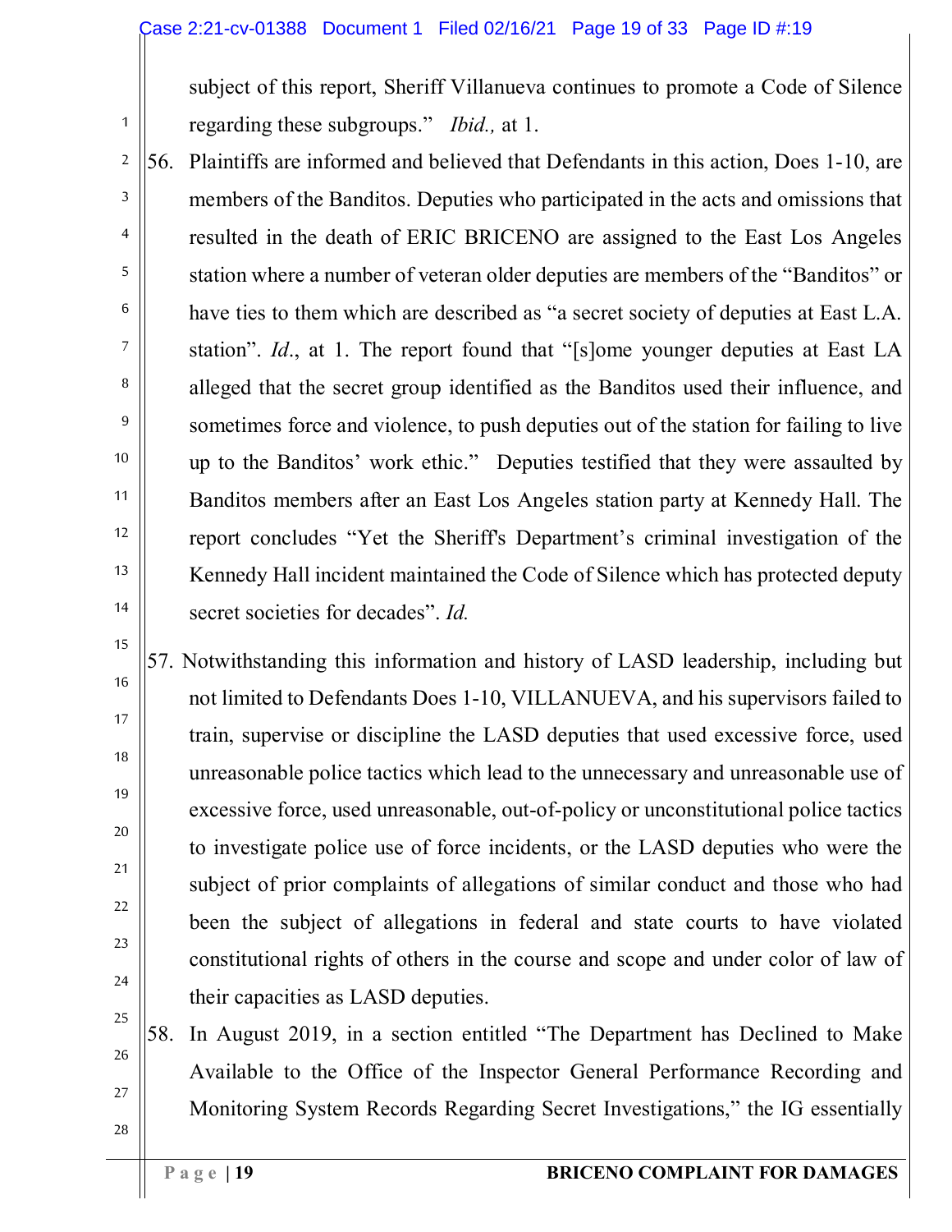subject of this report, Sheriff Villanueva continues to promote a Code of Silence regarding these subgroups." *Ibid.,* at 1.

56. Plaintiffs are informed and believed that Defendants in this action, Does 1-10, are members of the Banditos. Deputies who participated in the acts and omissions that resulted in the death of ERIC BRICENO are assigned to the East Los Angeles station where a number of veteran older deputies are members of the "Banditos" or have ties to them which are described as "a secret society of deputies at East L.A. station". *Id*., at 1. The report found that "[s]ome younger deputies at East LA alleged that the secret group identified as the Banditos used their influence, and sometimes force and violence, to push deputies out of the station for failing to live up to the Banditos' work ethic." Deputies testified that they were assaulted by Banditos members after an East Los Angeles station party at Kennedy Hall. The report concludes "Yet the Sheriff's Department's criminal investigation of the Kennedy Hall incident maintained the Code of Silence which has protected deputy secret societies for decades". *Id.*

57. Notwithstanding this information and history of LASD leadership, including but not limited to Defendants Does 1-10, VILLANUEVA, and his supervisors failed to train, supervise or discipline the LASD deputies that used excessive force, used unreasonable police tactics which lead to the unnecessary and unreasonable use of excessive force, used unreasonable, out-of-policy or unconstitutional police tactics to investigate police use of force incidents, or the LASD deputies who were the subject of prior complaints of allegations of similar conduct and those who had been the subject of allegations in federal and state courts to have violated constitutional rights of others in the course and scope and under color of law of their capacities as LASD deputies.

58. In August 2019, in a section entitled "The Department has Declined to Make Available to the Office of the Inspector General Performance Recording and Monitoring System Records Regarding Secret Investigations," the IG essentially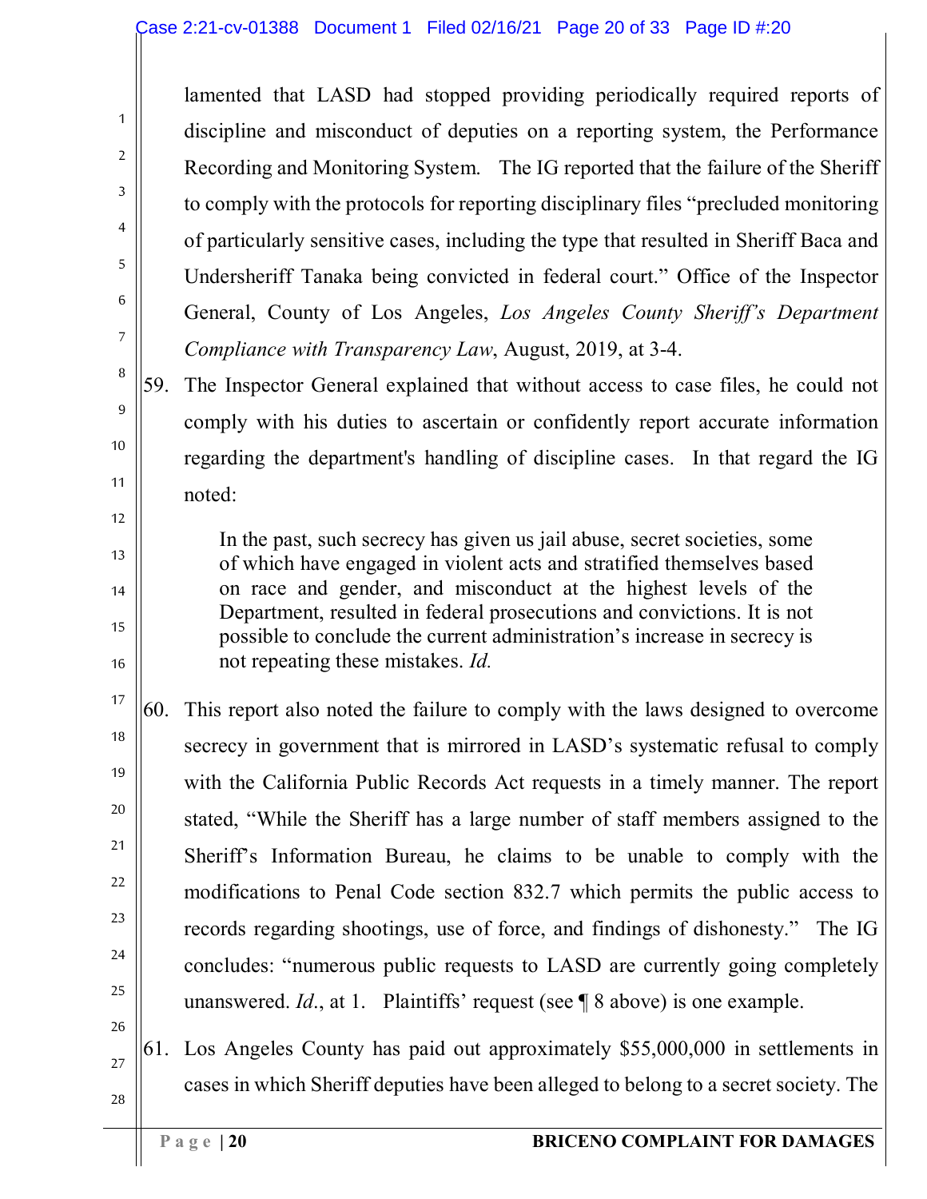lamented that LASD had stopped providing periodically required reports of discipline and misconduct of deputies on a reporting system, the Performance Recording and Monitoring System. The IG reported that the failure of the Sheriff to comply with the protocols for reporting disciplinary files "precluded monitoring of particularly sensitive cases, including the type that resulted in Sheriff Baca and Undersheriff Tanaka being convicted in federal court." Office of the Inspector General, County of Los Angeles, *Los Angeles County Sheriff's Department Compliance with Transparency Law*, August, 2019, at 3-4.

59. The Inspector General explained that without access to case files, he could not comply with his duties to ascertain or confidently report accurate information regarding the department's handling of discipline cases. In that regard the IG noted:

> In the past, such secrecy has given us jail abuse, secret societies, some of which have engaged in violent acts and stratified themselves based on race and gender, and misconduct at the highest levels of the Department, resulted in federal prosecutions and convictions. It is not possible to conclude the current administration's increase in secrecy is not repeating these mistakes. *Id.*

60. This report also noted the failure to comply with the laws designed to overcome secrecy in government that is mirrored in LASD's systematic refusal to comply with the California Public Records Act requests in a timely manner. The report stated, "While the Sheriff has a large number of staff members assigned to the Sheriff's Information Bureau, he claims to be unable to comply with the modifications to Penal Code section 832.7 which permits the public access to records regarding shootings, use of force, and findings of dishonesty." The IG concludes: "numerous public requests to LASD are currently going completely unanswered. *Id*., at 1. Plaintiffs' request (see ¶ 8 above) is one example.

61. Los Angeles County has paid out approximately $55,000,000 in settlements in cases in which Sheriff deputies have been alleged to belong to a secret society. The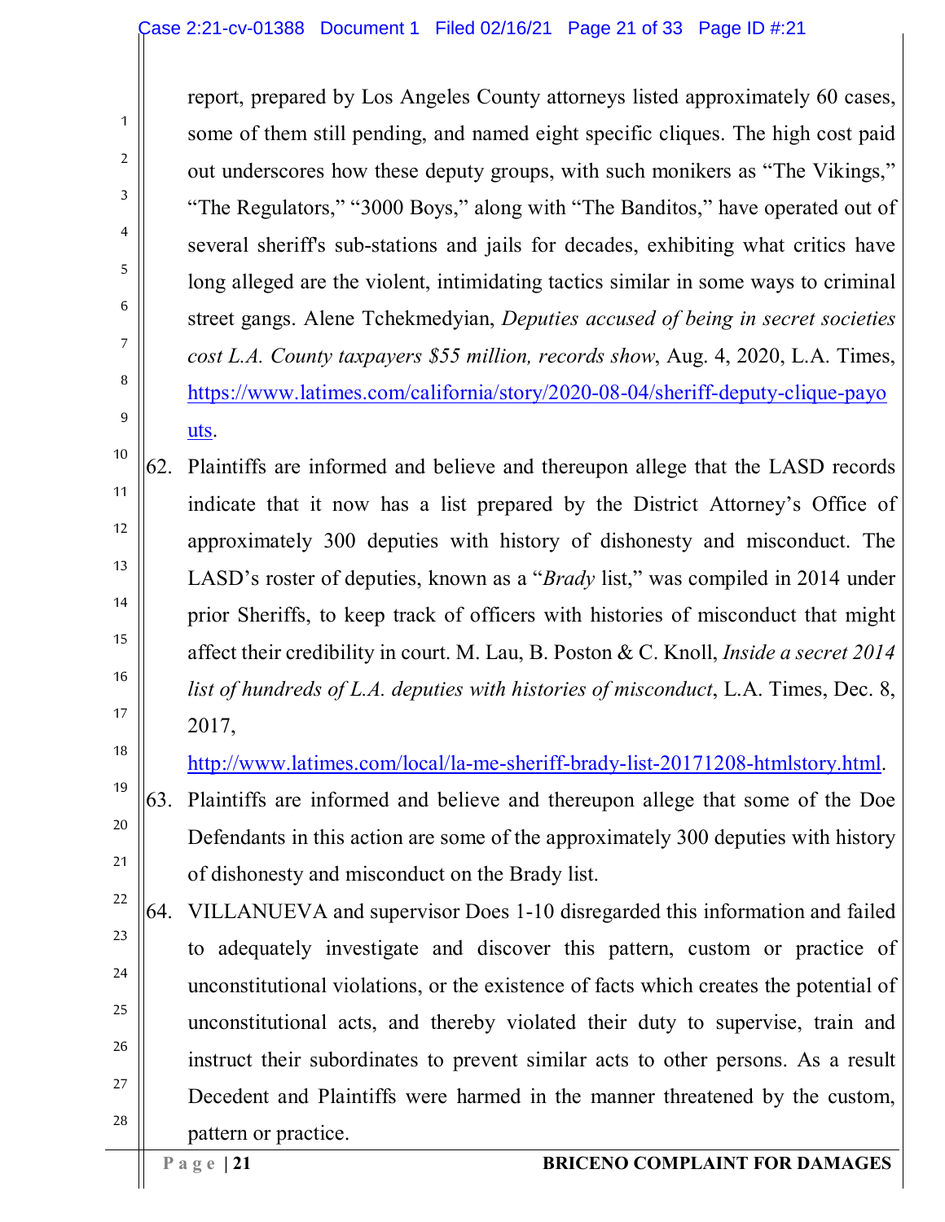report, prepared by Los Angeles County attorneys listed approximately 60 cases, some of them still pending, and named eight specific cliques. The high cost paid out underscores how these deputy groups, with such monikers as "The Vikings," "The Regulators," "3000 Boys," along with "The Banditos," have operated out of several sheriff's sub-stations and jails for decades, exhibiting what critics have long alleged are the violent, intimidating tactics similar in some ways to criminal street gangs. Alene Tchekmedyian, *Deputies accused of being in secret societies cost L.A. County taxpayers $55 million, records show*, Aug. 4, 2020, L.A. Times, https://www.latimes.com/california/story/2020-08-04/sheriff-deputy-clique-payouts.

62. Plaintiffs are informed and believe and thereupon allege that the LASD records indicate that it now has a list prepared by the District Attorney's Office of approximately 300 deputies with history of dishonesty and misconduct. The LASD's roster of deputies, known as a "*Brady* list," was compiled in 2014 under prior Sheriffs, to keep track of officers with histories of misconduct that might affect their credibility in court. M. Lau, B. Poston & C. Knoll, *Inside a secret 2014 list of hundreds of L.A. deputies with histories of misconduct*, L.A. Times, Dec. 8, 2017, http://www.latimes.com/local/la-me-sheriff-brady-list-20171208-htmlstory.html.

63. Plaintiffs are informed and believe and thereupon allege that some of the Doe Defendants in this action are some of the approximately 300 deputies with history of dishonesty and misconduct on the Brady list.

64. VILLANUEVA and supervisor Does 1-10 disregarded this information and failed to adequately investigate and discover this pattern, custom or practice of unconstitutional violations, or the existence of facts which creates the potential of unconstitutional acts, and thereby violated their duty to supervise, train and instruct their subordinates to prevent similar acts to other persons. As a result Decedent and Plaintiffs were harmed in the manner threatened by the custom, pattern or practice.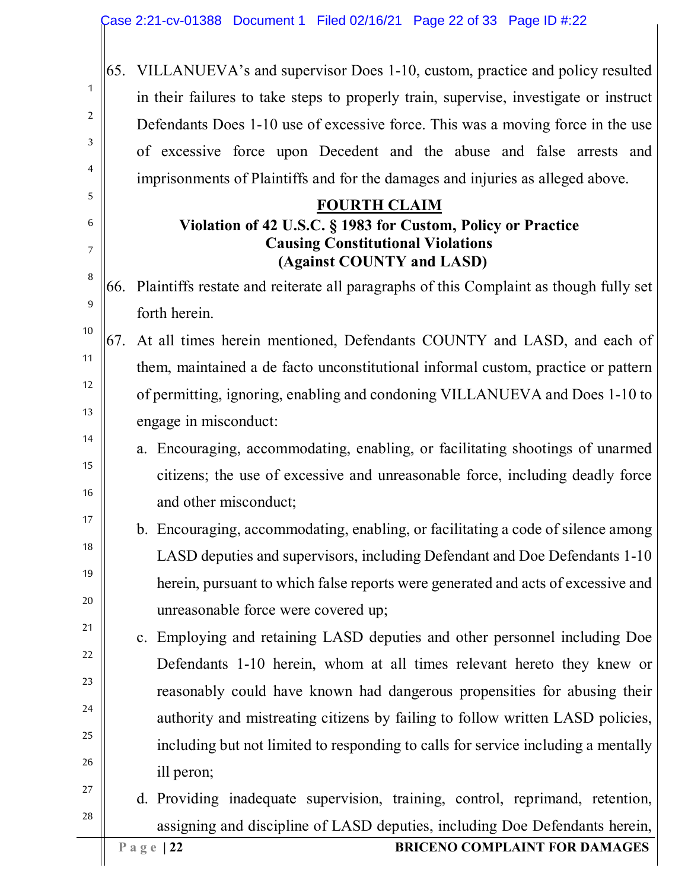65. VILLANUEVA's and supervisor Does 1-10, custom, practice and policy resulted in their failures to take steps to properly train, supervise, investigate or instruct Defendants Does 1-10 use of excessive force. This was a moving force in the use of excessive force upon Decedent and the abuse and false arrests and imprisonments of Plaintiffs and for the damages and injuries as alleged above.

## FOURTH CLAIM

### Violation of 42 U.S.C. § 1983 for Custom, Policy or Practice Causing Constitutional Violations (Against COUNTY and LASD)

66. Plaintiffs restate and reiterate all paragraphs of this Complaint as though fully set forth herein.

67. At all times herein mentioned, Defendants COUNTY and LASD, and each of them, maintained a de facto unconstitutional informal custom, practice or pattern of permitting, ignoring, enabling and condoning VILLANUEVA and Does 1-10 to engage in misconduct:

   a. Encouraging, accommodating, enabling, or facilitating shootings of unarmed citizens; the use of excessive and unreasonable force, including deadly force and other misconduct;

   b. Encouraging, accommodating, enabling, or facilitating a code of silence among LASD deputies and supervisors, including Defendant and Doe Defendants 1-10 herein, pursuant to which false reports were generated and acts of excessive and unreasonable force were covered up;

   c. Employing and retaining LASD deputies and other personnel including Doe Defendants 1-10 herein, whom at all times relevant hereto they knew or reasonably could have known had dangerous propensities for abusing their authority and mistreating citizens by failing to follow written LASD policies, including but not limited to responding to calls for service including a mentally ill peron;

   d. Providing inadequate supervision, training, control, reprimand, retention, assigning and discipline of LASD deputies, including Doe Defendants herein,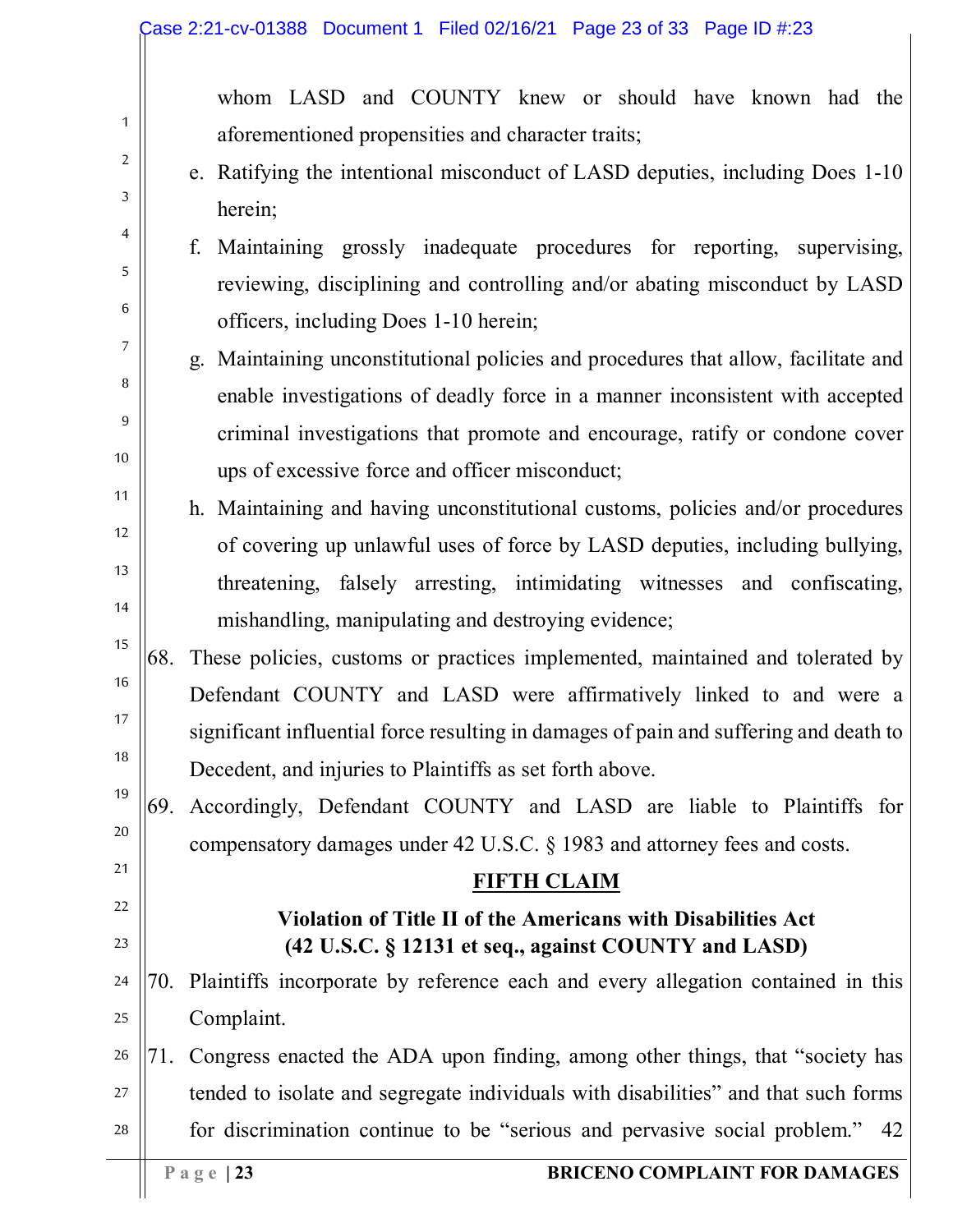whom LASD and COUNTY knew or should have known had the aforementioned propensities and character traits;

e. Ratifying the intentional misconduct of LASD deputies, including Does 1-10 herein;

f. Maintaining grossly inadequate procedures for reporting, supervising, reviewing, disciplining and controlling and/or abating misconduct by LASD officers, including Does 1-10 herein;

g. Maintaining unconstitutional policies and procedures that allow, facilitate and enable investigations of deadly force in a manner inconsistent with accepted criminal investigations that promote and encourage, ratify or condone cover ups of excessive force and officer misconduct;

h. Maintaining and having unconstitutional customs, policies and/or procedures of covering up unlawful uses of force by LASD deputies, including bullying, threatening, falsely arresting, intimidating witnesses and confiscating, mishandling, manipulating and destroying evidence;

68. These policies, customs or practices implemented, maintained and tolerated by Defendant COUNTY and LASD were affirmatively linked to and were a significant influential force resulting in damages of pain and suffering and death to Decedent, and injuries to Plaintiffs as set forth above.

69. Accordingly, Defendant COUNTY and LASD are liable to Plaintiffs for compensatory damages under 42 U.S.C. § 1983 and attorney fees and costs.

## FIFTH CLAIM

### Violation of Title II of the Americans with Disabilities Act (42 U.S.C. § 12131 et seq., against COUNTY and LASD)

70. Plaintiffs incorporate by reference each and every allegation contained in this Complaint.

71. Congress enacted the ADA upon finding, among other things, that "society has tended to isolate and segregate individuals with disabilities" and that such forms for discrimination continue to be "serious and pervasive social problem." 42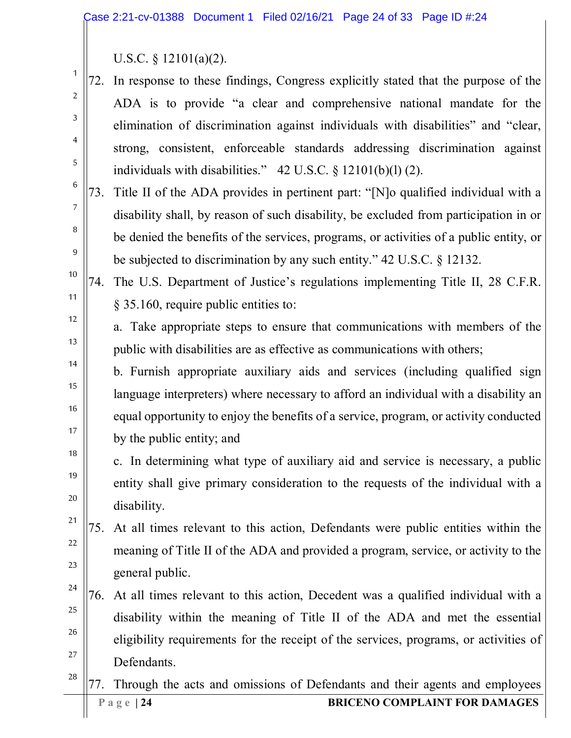U.S.C. § 12101(a)(2).

72. In response to these findings, Congress explicitly stated that the purpose of the ADA is to provide "a clear and comprehensive national mandate for the elimination of discrimination against individuals with disabilities" and "clear, strong, consistent, enforceable standards addressing discrimination against individuals with disabilities." 42 U.S.C. § 12101(b)(l) (2).

73. Title II of the ADA provides in pertinent part: "[N]o qualified individual with a disability shall, by reason of such disability, be excluded from participation in or be denied the benefits of the services, programs, or activities of a public entity, or be subjected to discrimination by any such entity." 42 U.S.C. § 12132.

74. The U.S. Department of Justice's regulations implementing Title II, 28 C.F.R. § 35.160, require public entities to:

    a. Take appropriate steps to ensure that communications with members of the public with disabilities are as effective as communications with others;

    b. Furnish appropriate auxiliary aids and services (including qualified sign language interpreters) where necessary to afford an individual with a disability an equal opportunity to enjoy the benefits of a service, program, or activity conducted by the public entity; and

    c. In determining what type of auxiliary aid and service is necessary, a public entity shall give primary consideration to the requests of the individual with a disability.

75. At all times relevant to this action, Defendants were public entities within the meaning of Title II of the ADA and provided a program, service, or activity to the general public.

76. At all times relevant to this action, Decedent was a qualified individual with a disability within the meaning of Title II of the ADA and met the essential eligibility requirements for the receipt of the services, programs, or activities of Defendants.

77. Through the acts and omissions of Defendants and their agents and employees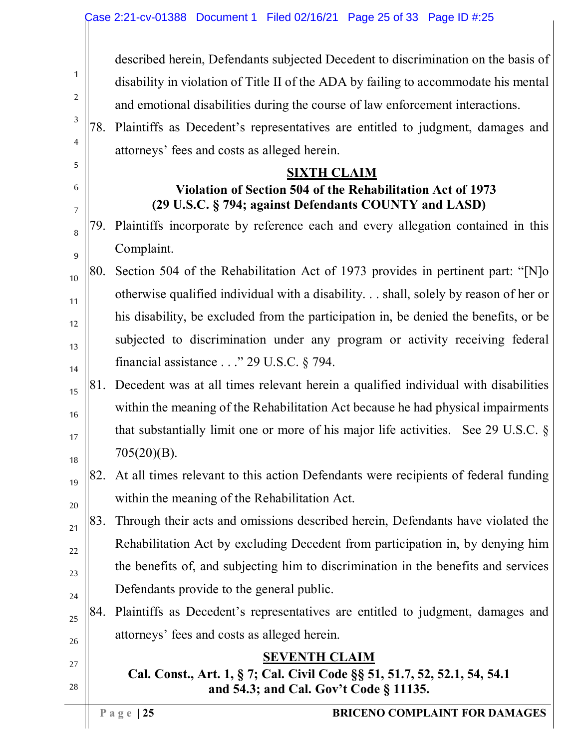described herein, Defendants subjected Decedent to discrimination on the basis of disability in violation of Title II of the ADA by failing to accommodate his mental and emotional disabilities during the course of law enforcement interactions.

78. Plaintiffs as Decedent's representatives are entitled to judgment, damages and attorneys' fees and costs as alleged herein.

## SIXTH CLAIM

### Violation of Section 504 of the Rehabilitation Act of 1973 (29 U.S.C. § 794; against Defendants COUNTY and LASD)

79. Plaintiffs incorporate by reference each and every allegation contained in this Complaint.

80. Section 504 of the Rehabilitation Act of 1973 provides in pertinent part: "[N]o otherwise qualified individual with a disability. . . shall, solely by reason of her or his disability, be excluded from the participation in, be denied the benefits, or be subjected to discrimination under any program or activity receiving federal financial assistance . . ." 29 U.S.C. § 794.

81. Decedent was at all times relevant herein a qualified individual with disabilities within the meaning of the Rehabilitation Act because he had physical impairments that substantially limit one or more of his major life activities. See 29 U.S.C. § 705(20)(B).

82. At all times relevant to this action Defendants were recipients of federal funding within the meaning of the Rehabilitation Act.

83. Through their acts and omissions described herein, Defendants have violated the Rehabilitation Act by excluding Decedent from participation in, by denying him the benefits of, and subjecting him to discrimination in the benefits and services Defendants provide to the general public.

84. Plaintiffs as Decedent's representatives are entitled to judgment, damages and attorneys' fees and costs as alleged herein.

## SEVENTH CLAIM

### Cal. Const., Art. 1, § 7; Cal. Civil Code §§ 51, 51.7, 52, 52.1, 54, 54.1 and 54.3; and Cal. Gov't Code § 11135.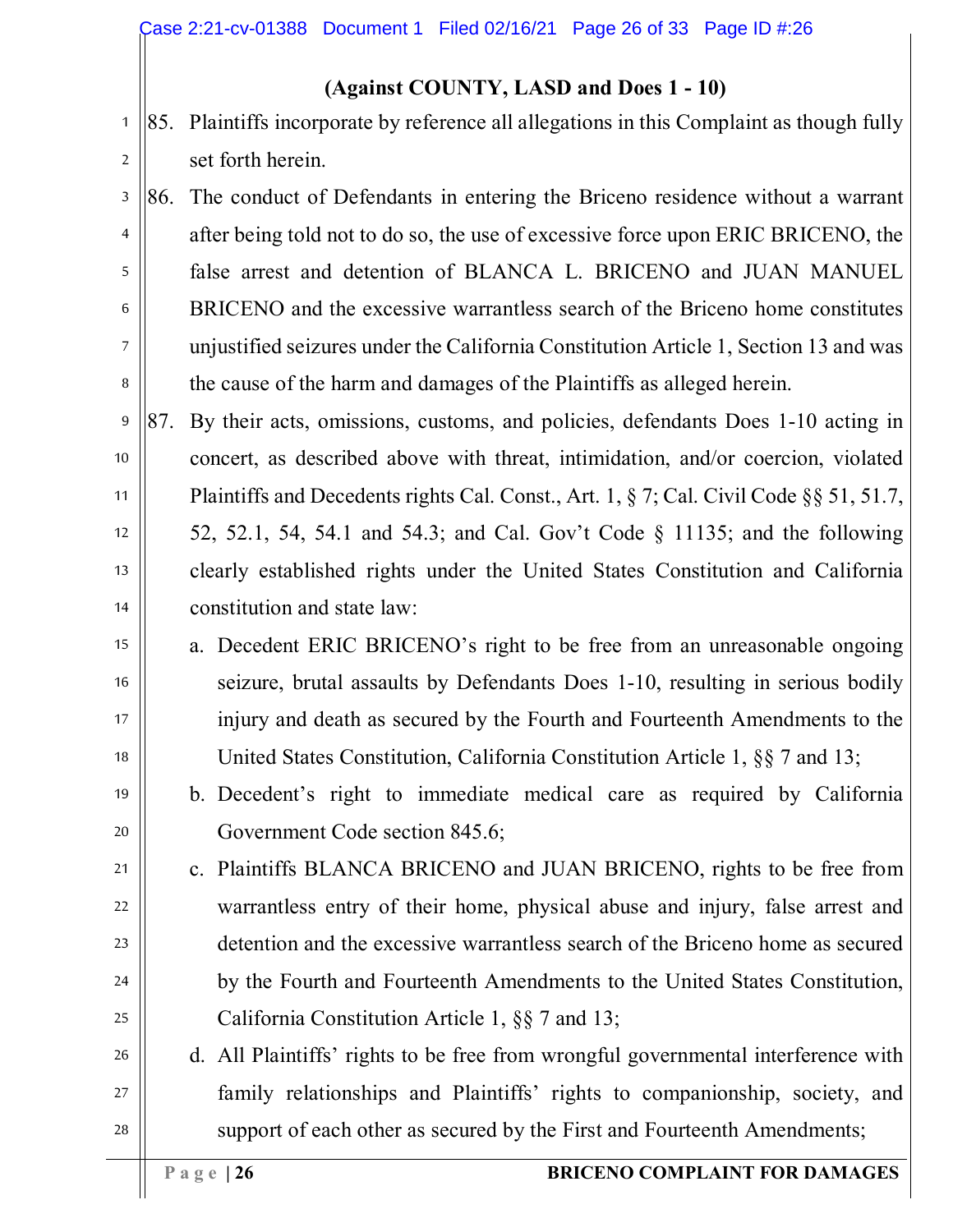**(Against COUNTY, LASD and Does 1 - 10)**

85. Plaintiffs incorporate by reference all allegations in this Complaint as though fully set forth herein.

86. The conduct of Defendants in entering the Briceno residence without a warrant after being told not to do so, the use of excessive force upon ERIC BRICENO, the false arrest and detention of BLANCA L. BRICENO and JUAN MANUEL BRICENO and the excessive warrantless search of the Briceno home constitutes unjustified seizures under the California Constitution Article 1, Section 13 and was the cause of the harm and damages of the Plaintiffs as alleged herein.

87. By their acts, omissions, customs, and policies, defendants Does 1-10 acting in concert, as described above with threat, intimidation, and/or coercion, violated Plaintiffs and Decedents rights Cal. Const., Art. 1, § 7; Cal. Civil Code §§ 51, 51.7, 52, 52.1, 54, 54.1 and 54.3; and Cal. Gov't Code § 11135; and the following clearly established rights under the United States Constitution and California constitution and state law:

   a. Decedent ERIC BRICENO's right to be free from an unreasonable ongoing seizure, brutal assaults by Defendants Does 1-10, resulting in serious bodily injury and death as secured by the Fourth and Fourteenth Amendments to the United States Constitution, California Constitution Article 1, §§ 7 and 13;

   b. Decedent's right to immediate medical care as required by California Government Code section 845.6;

   c. Plaintiffs BLANCA BRICENO and JUAN BRICENO, rights to be free from warrantless entry of their home, physical abuse and injury, false arrest and detention and the excessive warrantless search of the Briceno home as secured by the Fourth and Fourteenth Amendments to the United States Constitution, California Constitution Article 1, §§ 7 and 13;

   d. All Plaintiffs' rights to be free from wrongful governmental interference with family relationships and Plaintiffs' rights to companionship, society, and support of each other as secured by the First and Fourteenth Amendments;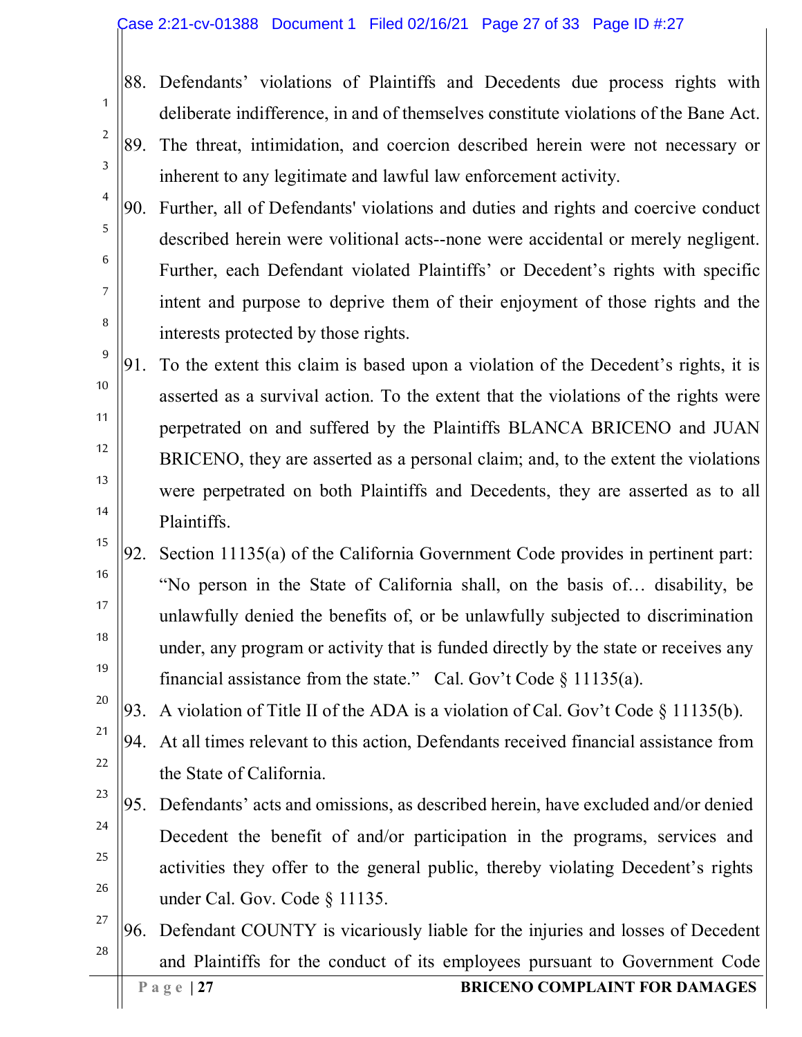88. Defendants' violations of Plaintiffs and Decedents due process rights with deliberate indifference, in and of themselves constitute violations of the Bane Act.

89. The threat, intimidation, and coercion described herein were not necessary or inherent to any legitimate and lawful law enforcement activity.

90. Further, all of Defendants' violations and duties and rights and coercive conduct described herein were volitional acts--none were accidental or merely negligent. Further, each Defendant violated Plaintiffs' or Decedent's rights with specific intent and purpose to deprive them of their enjoyment of those rights and the interests protected by those rights.

91. To the extent this claim is based upon a violation of the Decedent's rights, it is asserted as a survival action. To the extent that the violations of the rights were perpetrated on and suffered by the Plaintiffs BLANCA BRICENO and JUAN BRICENO, they are asserted as a personal claim; and, to the extent the violations were perpetrated on both Plaintiffs and Decedents, they are asserted as to all Plaintiffs.

92. Section 11135(a) of the California Government Code provides in pertinent part: "No person in the State of California shall, on the basis of… disability, be unlawfully denied the benefits of, or be unlawfully subjected to discrimination under, any program or activity that is funded directly by the state or receives any financial assistance from the state." Cal. Gov't Code § 11135(a).

93. A violation of Title II of the ADA is a violation of Cal. Gov't Code § 11135(b).

94. At all times relevant to this action, Defendants received financial assistance from the State of California.

95. Defendants' acts and omissions, as described herein, have excluded and/or denied Decedent the benefit of and/or participation in the programs, services and activities they offer to the general public, thereby violating Decedent's rights under Cal. Gov. Code § 11135.

96. Defendant COUNTY is vicariously liable for the injuries and losses of Decedent and Plaintiffs for the conduct of its employees pursuant to Government Code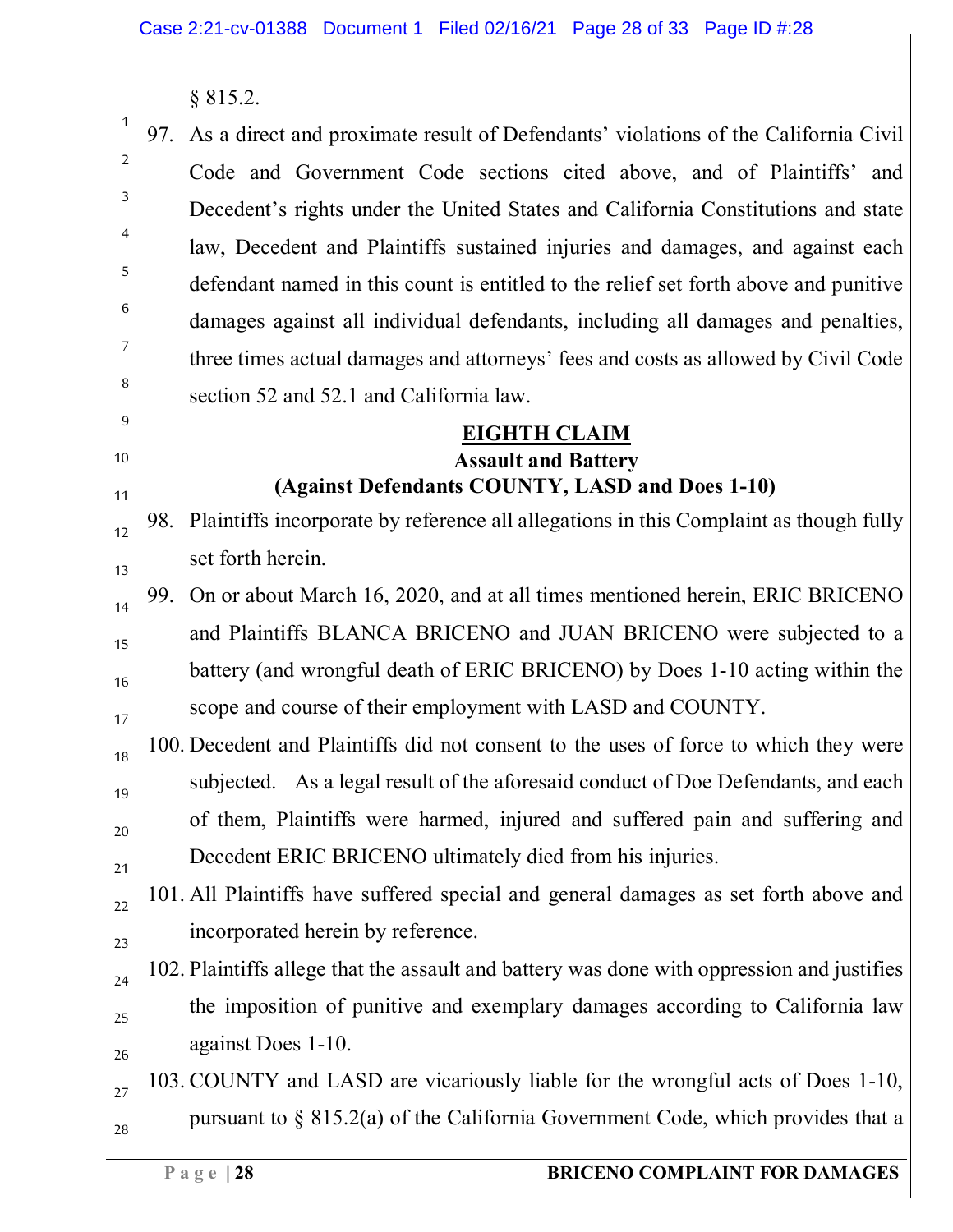§ 815.2.

97. As a direct and proximate result of Defendants' violations of the California Civil Code and Government Code sections cited above, and of Plaintiffs' and Decedent's rights under the United States and California Constitutions and state law, Decedent and Plaintiffs sustained injuries and damages, and against each defendant named in this count is entitled to the relief set forth above and punitive damages against all individual defendants, including all damages and penalties, three times actual damages and attorneys' fees and costs as allowed by Civil Code section 52 and 52.1 and California law.

## EIGHTH CLAIM

### Assault and Battery

### (Against Defendants COUNTY, LASD and Does 1-10)

98. Plaintiffs incorporate by reference all allegations in this Complaint as though fully set forth herein.

99. On or about March 16, 2020, and at all times mentioned herein, ERIC BRICENO and Plaintiffs BLANCA BRICENO and JUAN BRICENO were subjected to a battery (and wrongful death of ERIC BRICENO) by Does 1-10 acting within the scope and course of their employment with LASD and COUNTY.

100. Decedent and Plaintiffs did not consent to the uses of force to which they were subjected. As a legal result of the aforesaid conduct of Doe Defendants, and each of them, Plaintiffs were harmed, injured and suffered pain and suffering and Decedent ERIC BRICENO ultimately died from his injuries.

101. All Plaintiffs have suffered special and general damages as set forth above and incorporated herein by reference.

102. Plaintiffs allege that the assault and battery was done with oppression and justifies the imposition of punitive and exemplary damages according to California law against Does 1-10.

103. COUNTY and LASD are vicariously liable for the wrongful acts of Does 1-10, pursuant to § 815.2(a) of the California Government Code, which provides that a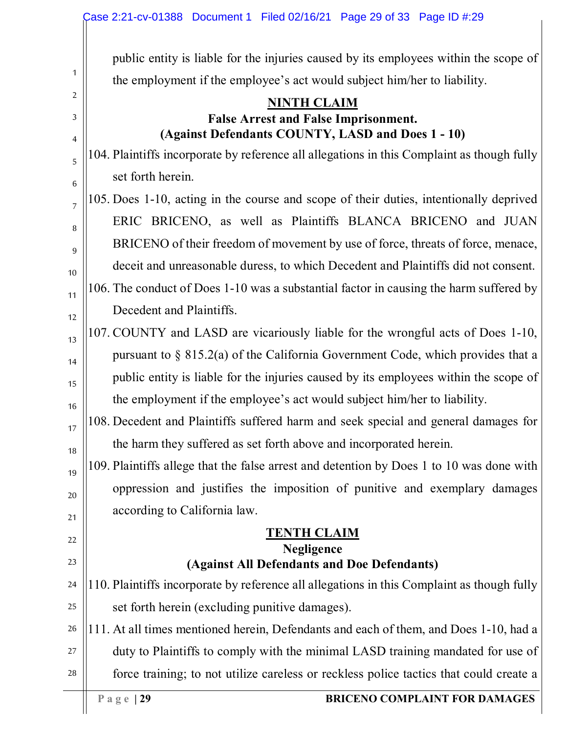public entity is liable for the injuries caused by its employees within the scope of the employment if the employee's act would subject him/her to liability.

## NINTH CLAIM

### False Arrest and False Imprisonment.

### (Against Defendants COUNTY, LASD and Does 1 - 10)

104. Plaintiffs incorporate by reference all allegations in this Complaint as though fully set forth herein.

105. Does 1-10, acting in the course and scope of their duties, intentionally deprived ERIC BRICENO, as well as Plaintiffs BLANCA BRICENO and JUAN BRICENO of their freedom of movement by use of force, threats of force, menace, deceit and unreasonable duress, to which Decedent and Plaintiffs did not consent.

106. The conduct of Does 1-10 was a substantial factor in causing the harm suffered by Decedent and Plaintiffs.

107. COUNTY and LASD are vicariously liable for the wrongful acts of Does 1-10, pursuant to § 815.2(a) of the California Government Code, which provides that a public entity is liable for the injuries caused by its employees within the scope of the employment if the employee's act would subject him/her to liability.

108. Decedent and Plaintiffs suffered harm and seek special and general damages for the harm they suffered as set forth above and incorporated herein.

109. Plaintiffs allege that the false arrest and detention by Does 1 to 10 was done with oppression and justifies the imposition of punitive and exemplary damages according to California law.

## TENTH CLAIM

### Negligence

### (Against All Defendants and Doe Defendants)

110. Plaintiffs incorporate by reference all allegations in this Complaint as though fully set forth herein (excluding punitive damages).

111. At all times mentioned herein, Defendants and each of them, and Does 1-10, had a duty to Plaintiffs to comply with the minimal LASD training mandated for use of force training; to not utilize careless or reckless police tactics that could create a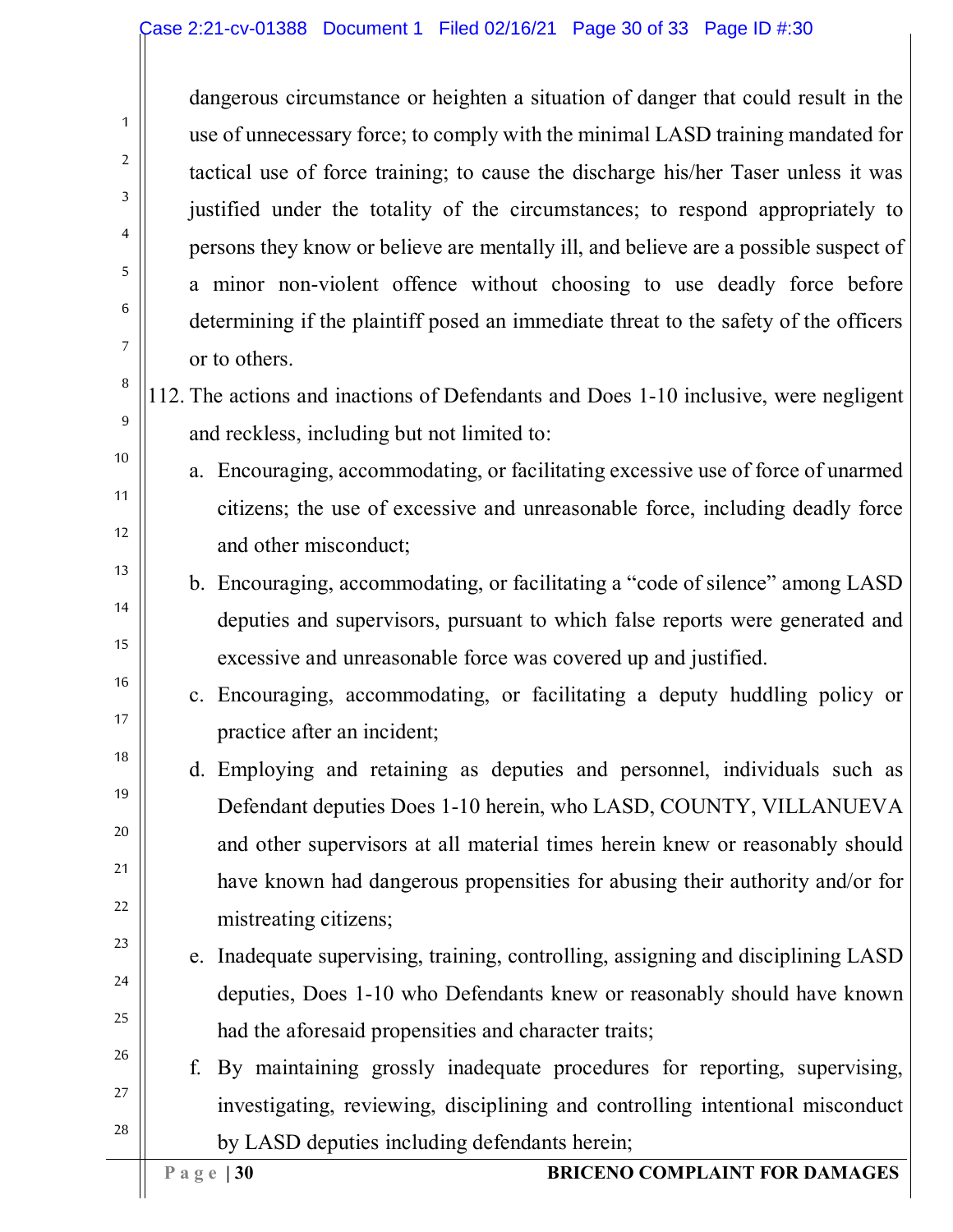dangerous circumstance or heighten a situation of danger that could result in the use of unnecessary force; to comply with the minimal LASD training mandated for tactical use of force training; to cause the discharge his/her Taser unless it was justified under the totality of the circumstances; to respond appropriately to persons they know or believe are mentally ill, and believe are a possible suspect of a minor non-violent offence without choosing to use deadly force before determining if the plaintiff posed an immediate threat to the safety of the officers or to others.

112. The actions and inactions of Defendants and Does 1-10 inclusive, were negligent and reckless, including but not limited to:

   a. Encouraging, accommodating, or facilitating excessive use of force of unarmed citizens; the use of excessive and unreasonable force, including deadly force and other misconduct;

   b. Encouraging, accommodating, or facilitating a "code of silence" among LASD deputies and supervisors, pursuant to which false reports were generated and excessive and unreasonable force was covered up and justified.

   c. Encouraging, accommodating, or facilitating a deputy huddling policy or practice after an incident;

   d. Employing and retaining as deputies and personnel, individuals such as Defendant deputies Does 1-10 herein, who LASD, COUNTY, VILLANUEVA and other supervisors at all material times herein knew or reasonably should have known had dangerous propensities for abusing their authority and/or for mistreating citizens;

   e. Inadequate supervising, training, controlling, assigning and disciplining LASD deputies, Does 1-10 who Defendants knew or reasonably should have known had the aforesaid propensities and character traits;

   f. By maintaining grossly inadequate procedures for reporting, supervising, investigating, reviewing, disciplining and controlling intentional misconduct by LASD deputies including defendants herein;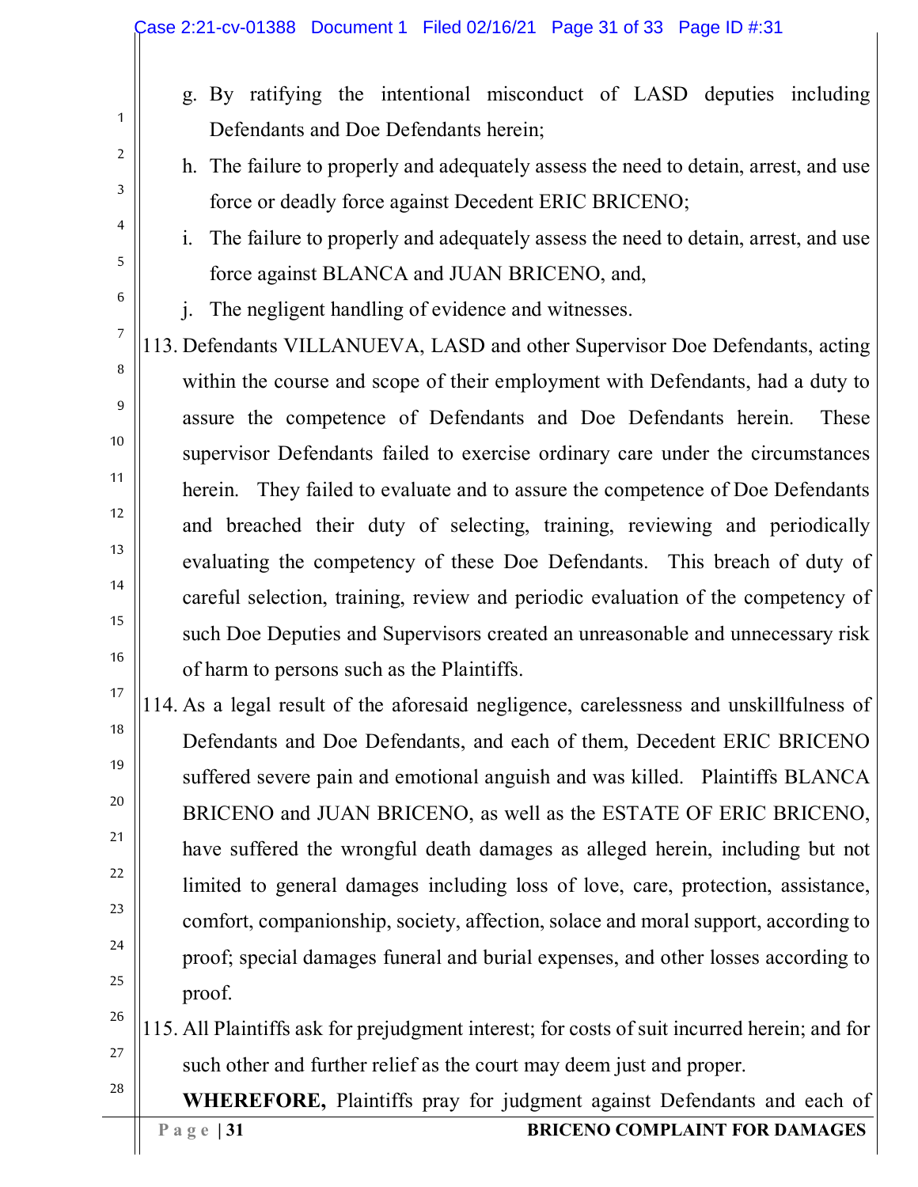g. By ratifying the intentional misconduct of LASD deputies including Defendants and Doe Defendants herein;

h. The failure to properly and adequately assess the need to detain, arrest, and use force or deadly force against Decedent ERIC BRICENO;

i. The failure to properly and adequately assess the need to detain, arrest, and use force against BLANCA and JUAN BRICENO, and,

j. The negligent handling of evidence and witnesses.

113. Defendants VILLANUEVA, LASD and other Supervisor Doe Defendants, acting within the course and scope of their employment with Defendants, had a duty to assure the competence of Defendants and Doe Defendants herein. These supervisor Defendants failed to exercise ordinary care under the circumstances herein. They failed to evaluate and to assure the competence of Doe Defendants and breached their duty of selecting, training, reviewing and periodically evaluating the competency of these Doe Defendants. This breach of duty of careful selection, training, review and periodic evaluation of the competency of such Doe Deputies and Supervisors created an unreasonable and unnecessary risk of harm to persons such as the Plaintiffs.

114. As a legal result of the aforesaid negligence, carelessness and unskillfulness of Defendants and Doe Defendants, and each of them, Decedent ERIC BRICENO suffered severe pain and emotional anguish and was killed. Plaintiffs BLANCA BRICENO and JUAN BRICENO, as well as the ESTATE OF ERIC BRICENO, have suffered the wrongful death damages as alleged herein, including but not limited to general damages including loss of love, care, protection, assistance, comfort, companionship, society, affection, solace and moral support, according to proof; special damages funeral and burial expenses, and other losses according to proof.

115. All Plaintiffs ask for prejudgment interest; for costs of suit incurred herein; and for such other and further relief as the court may deem just and proper.

**WHEREFORE,** Plaintiffs pray for judgment against Defendants and each of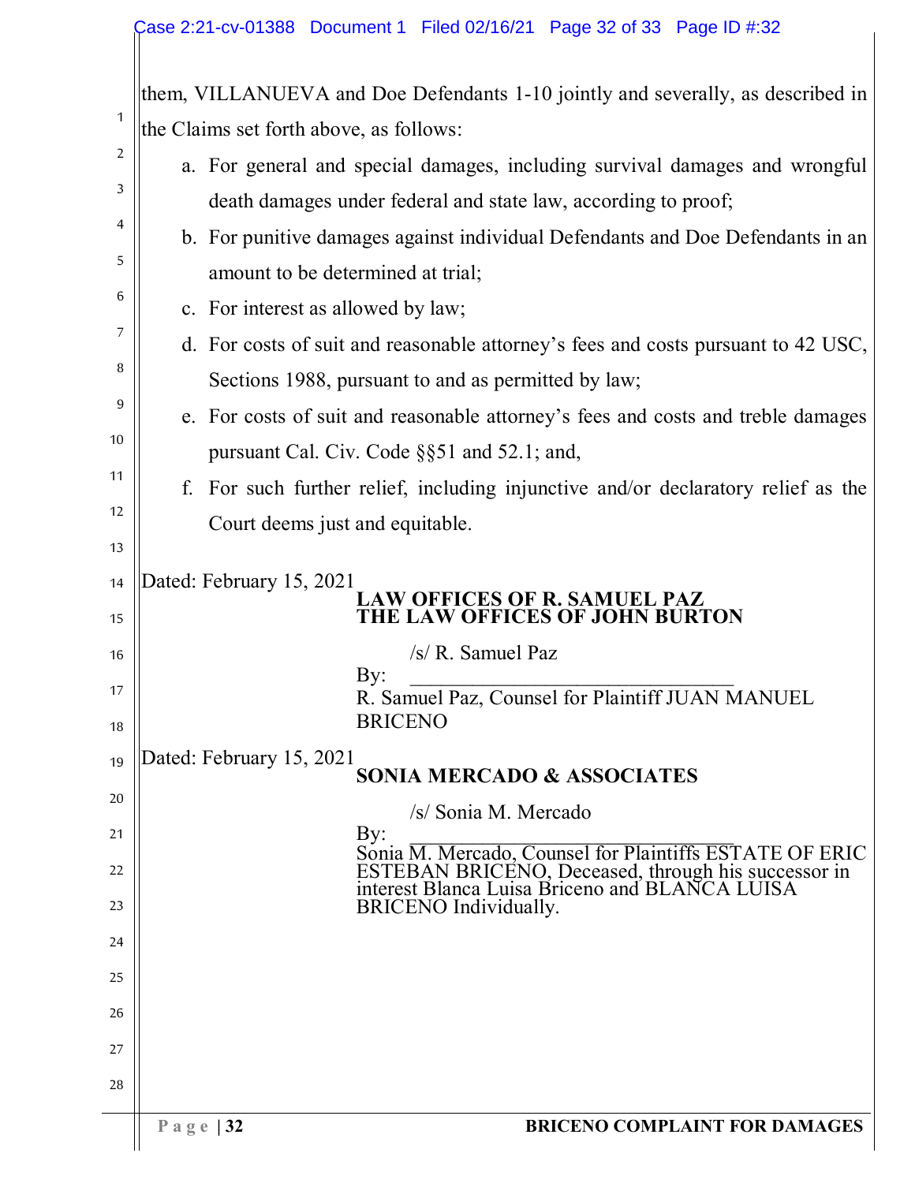them, VILLANUEVA and Doe Defendants 1-10 jointly and severally, as described in the Claims set forth above, as follows:

a. For general and special damages, including survival damages and wrongful death damages under federal and state law, according to proof;

b. For punitive damages against individual Defendants and Doe Defendants in an amount to be determined at trial;

c. For interest as allowed by law;

d. For costs of suit and reasonable attorney's fees and costs pursuant to 42 USC, Sections 1988, pursuant to and as permitted by law;

e. For costs of suit and reasonable attorney's fees and costs and treble damages pursuant Cal. Civ. Code §§51 and 52.1; and,

f. For such further relief, including injunctive and/or declaratory relief as the Court deems just and equitable.

Dated: February 15, 2021

**LAW OFFICES OF R. SAMUEL PAZ**
**THE LAW OFFICES OF JOHN BURTON**

/s/ R. Samuel Paz

By: ________________________________

R. Samuel Paz, Counsel for Plaintiff JUAN MANUEL BRICENO

Dated: February 15, 2021

**SONIA MERCADO & ASSOCIATES**

/s/ Sonia M. Mercado

By: ________________________________

Sonia M. Mercado, Counsel for Plaintiffs ESTATE OF ERIC ESTEBAN BRICENO, Deceased, through his successor in interest Blanca Luisa Briceno and BLANCA LUISA BRICENO Individually.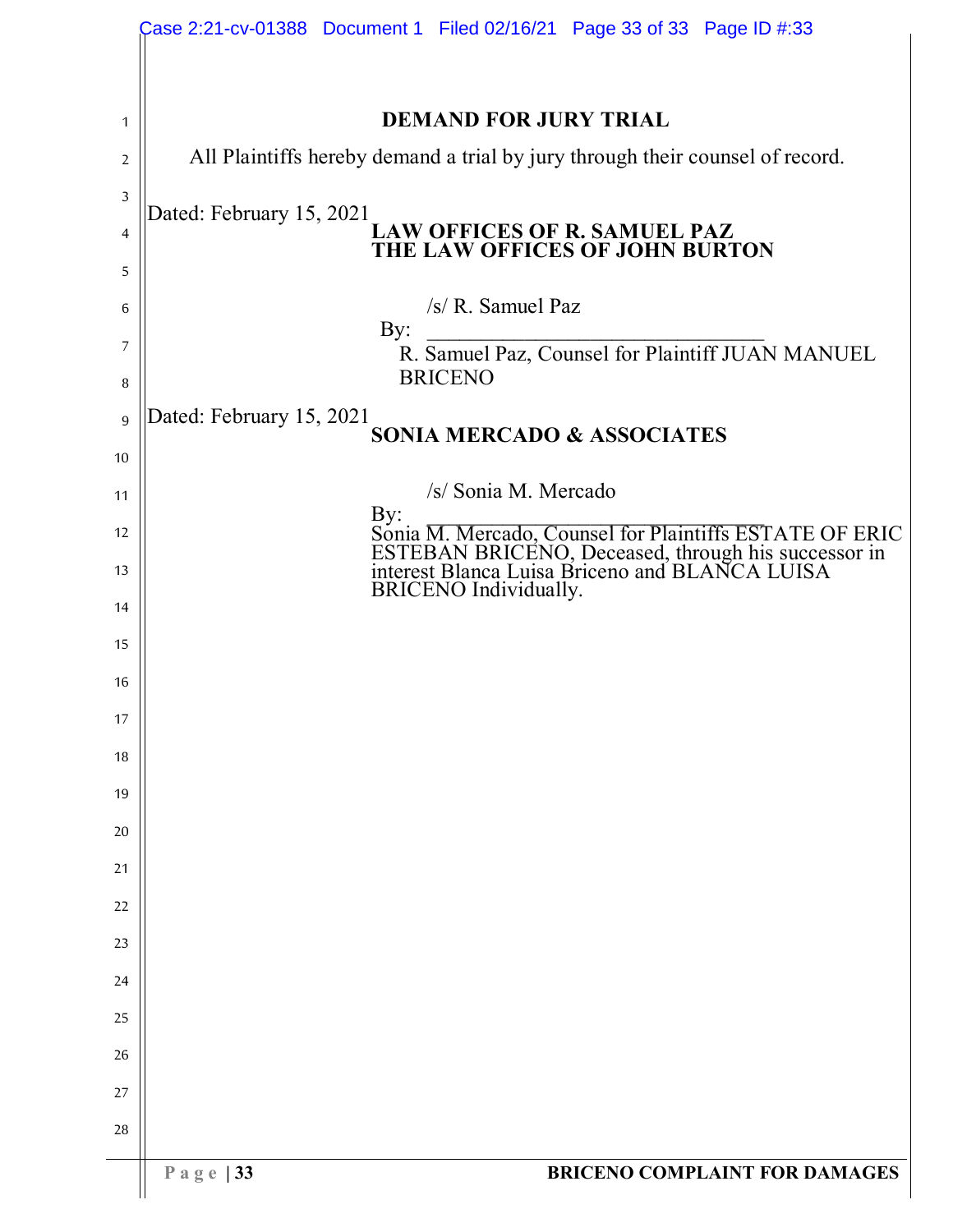## DEMAND FOR JURY TRIAL

All Plaintiffs hereby demand a trial by jury through their counsel of record.

Dated: February 15, 2021

**LAW OFFICES OF R. SAMUEL PAZ**
**THE LAW OFFICES OF JOHN BURTON**

/s/ R. Samuel Paz

By: ______________________________

R. Samuel Paz, Counsel for Plaintiff JUAN MANUEL BRICENO

Dated: February 15, 2021

**SONIA MERCADO & ASSOCIATES**

/s/ Sonia M. Mercado

By: ______________________________

Sonia M. Mercado, Counsel for Plaintiffs ESTATE OF ERIC ESTEBAN BRICENO, Deceased, through his successor in interest Blanca Luisa Briceno and BLANCA LUISA BRICENO Individually.